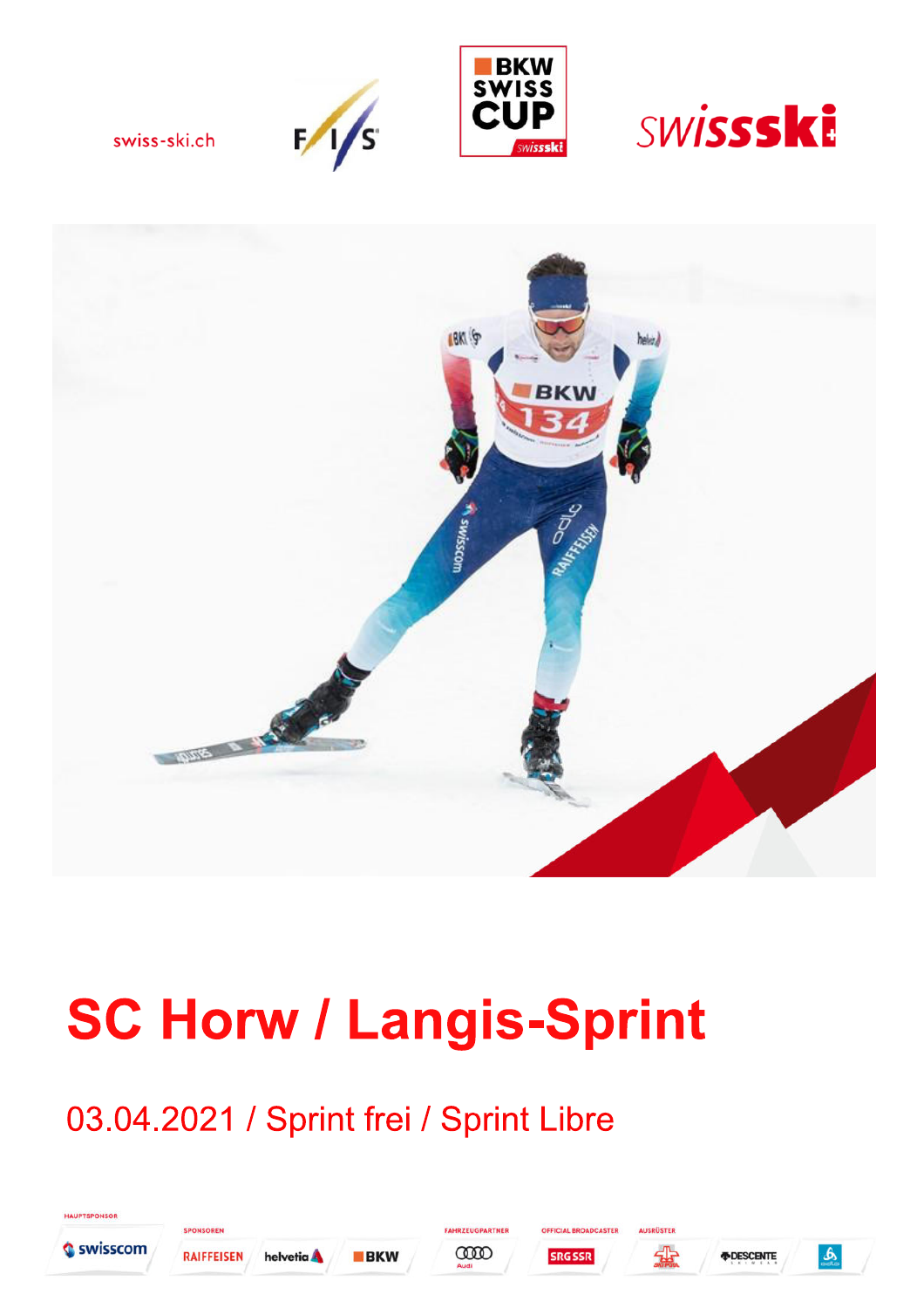swiss-ski.ch

# SC Horw / Langis-Sprint

## 03.04.2021 / Sprint frei / Sprint Libre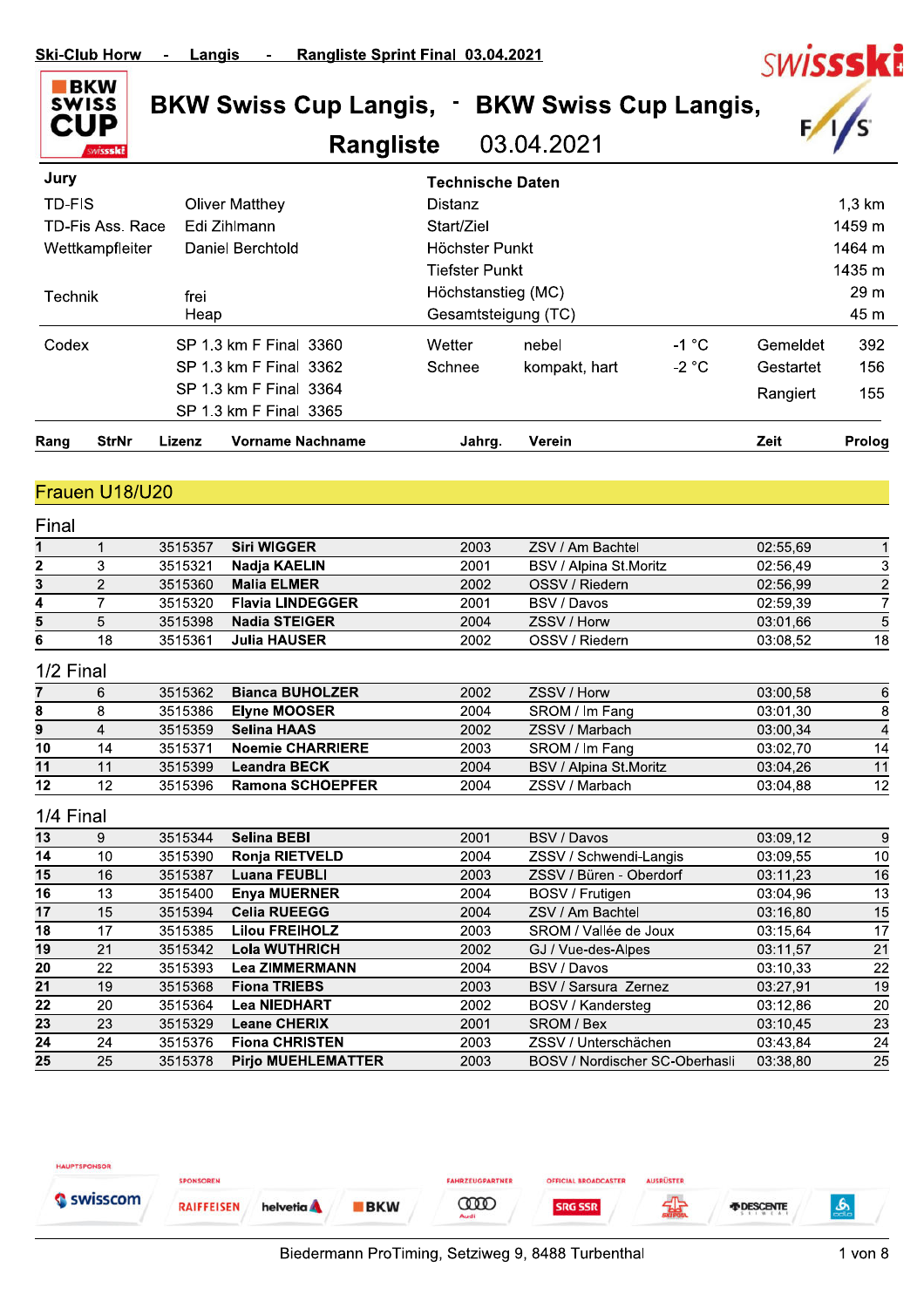Ski-Club Horw - Langis - Rangliste Sprint Final 03.04.2021

# BKW Swiss Cup Langis, - BKW Swiss Cup Langis,

## Rangliste 03.04.2021

| Jury | | Technische Daten | |
|---|---|---|---|
| TD-FIS | Oliver Matthey | Distanz | 1,3 km |
| TD-Fis Ass. Race | Edi Zihlmann | Start/Ziel | 1459 m |
| Wettkampfleiter | Daniel Berchtold | Höchster Punkt | 1464 m |
| | | Tiefster Punkt | 1435 m |
| Technik | frei Heap | Höchstanstieg (MC) | 29 m |
| | | Gesamtsteigung (TC) | 45 m |

Codex: SP 1.3 km F Final 3360, SP 1.3 km F Final 3362, SP 1.3 km F Final 3364, SP 1.3 km F Final 3365

| Wetter | nebel | -1 °C | Gemeldet | 392 |
|---|---|---|---|---|
| Schnee | kompakt, hart | -2 °C | Gestartet | 156 |
| | | | Rangiert | 155 |

## Frauen U18/U20

### Final

| Rang | StrNr | Lizenz | Vorname Nachname | Jahrg. | Verein | Zeit | Prolog |
|---|---|---|---|---|---|---|---|
| 1 | 1 | 3515357 | **Siri WIGGER** | 2003 | ZSV / Am Bachtel | 02:55,69 | 1 |
| 2 | 3 | 3515321 | **Nadja KAELIN** | 2001 | BSV / Alpina St.Moritz | 02:56,49 | 3 |
| 3 | 2 | 3515360 | **Malia ELMER** | 2002 | OSSV / Riedern | 02:56,99 | 2 |
| 4 | 7 | 3515320 | **Flavia LINDEGGER** | 2001 | BSV / Davos | 02:59,39 | 7 |
| 5 | 5 | 3515398 | **Nadia STEIGER** | 2004 | ZSSV / Horw | 03:01,66 | 5 |
| 6 | 18 | 3515361 | **Julia HAUSER** | 2002 | OSSV / Riedern | 03:08,52 | 18 |

### 1/2 Final

| Rang | StrNr | Lizenz | Vorname Nachname | Jahrg. | Verein | Zeit | Prolog |
|---|---|---|---|---|---|---|---|
| 7 | 6 | 3515362 | **Bianca BUHOLZER** | 2002 | ZSSV / Horw | 03:00,58 | 6 |
| 8 | 8 | 3515386 | **Elyne MOOSER** | 2004 | SROM / Im Fang | 03:01,30 | 8 |
| 9 | 4 | 3515359 | **Selina HAAS** | 2002 | ZSSV / Marbach | 03:00,34 | 4 |
| 10 | 14 | 3515371 | **Noemie CHARRIERE** | 2003 | SROM / Im Fang | 03:02,70 | 14 |
| 11 | 11 | 3515399 | **Leandra BECK** | 2004 | BSV / Alpina St.Moritz | 03:04,26 | 11 |
| 12 | 12 | 3515396 | **Ramona SCHOEPFER** | 2004 | ZSSV / Marbach | 03:04,88 | 12 |

### 1/4 Final

| Rang | StrNr | Lizenz | Vorname Nachname | Jahrg. | Verein | Zeit | Prolog |
|---|---|---|---|---|---|---|---|
| 13 | 9 | 3515344 | **Selina BEBI** | 2001 | BSV / Davos | 03:09,12 | 9 |
| 14 | 10 | 3515390 | **Ronja RIETVELD** | 2004 | ZSSV / Schwendi-Langis | 03:09,55 | 10 |
| 15 | 16 | 3515387 | **Luana FEUBLI** | 2003 | ZSSV / Büren - Oberdorf | 03:11,23 | 16 |
| 16 | 13 | 3515400 | **Enya MUERNER** | 2004 | BOSV / Frutigen | 03:04,96 | 13 |
| 17 | 15 | 3515394 | **Celia RUEEGG** | 2004 | ZSV / Am Bachtel | 03:16,80 | 15 |
| 18 | 17 | 3515385 | **Lilou FREIHOLZ** | 2003 | SROM / Vallée de Joux | 03:15,64 | 17 |
| 19 | 21 | 3515342 | **Lola WUTHRICH** | 2002 | GJ / Vue-des-Alpes | 03:11,57 | 21 |
| 20 | 22 | 3515393 | **Lea ZIMMERMANN** | 2004 | BSV / Davos | 03:10,33 | 22 |
| 21 | 19 | 3515368 | **Fiona TRIEBS** | 2003 | BSV / Sarsura Zernez | 03:27,91 | 19 |
| 22 | 20 | 3515364 | **Lea NIEDHART** | 2002 | BOSV / Kandersteg | 03:12,86 | 20 |
| 23 | 23 | 3515329 | **Leane CHERIX** | 2001 | SROM / Bex | 03:10,45 | 23 |
| 24 | 24 | 3515376 | **Fiona CHRISTEN** | 2003 | ZSSV / Unterschächen | 03:43,84 | 24 |
| 25 | 25 | 3515378 | **Pirjo MUEHLEMATTER** | 2003 | BOSV / Nordischer SC-Oberhasli | 03:38,80 | 25 |

Biedermann ProTiming, Setziweg 9, 8488 Turbenthal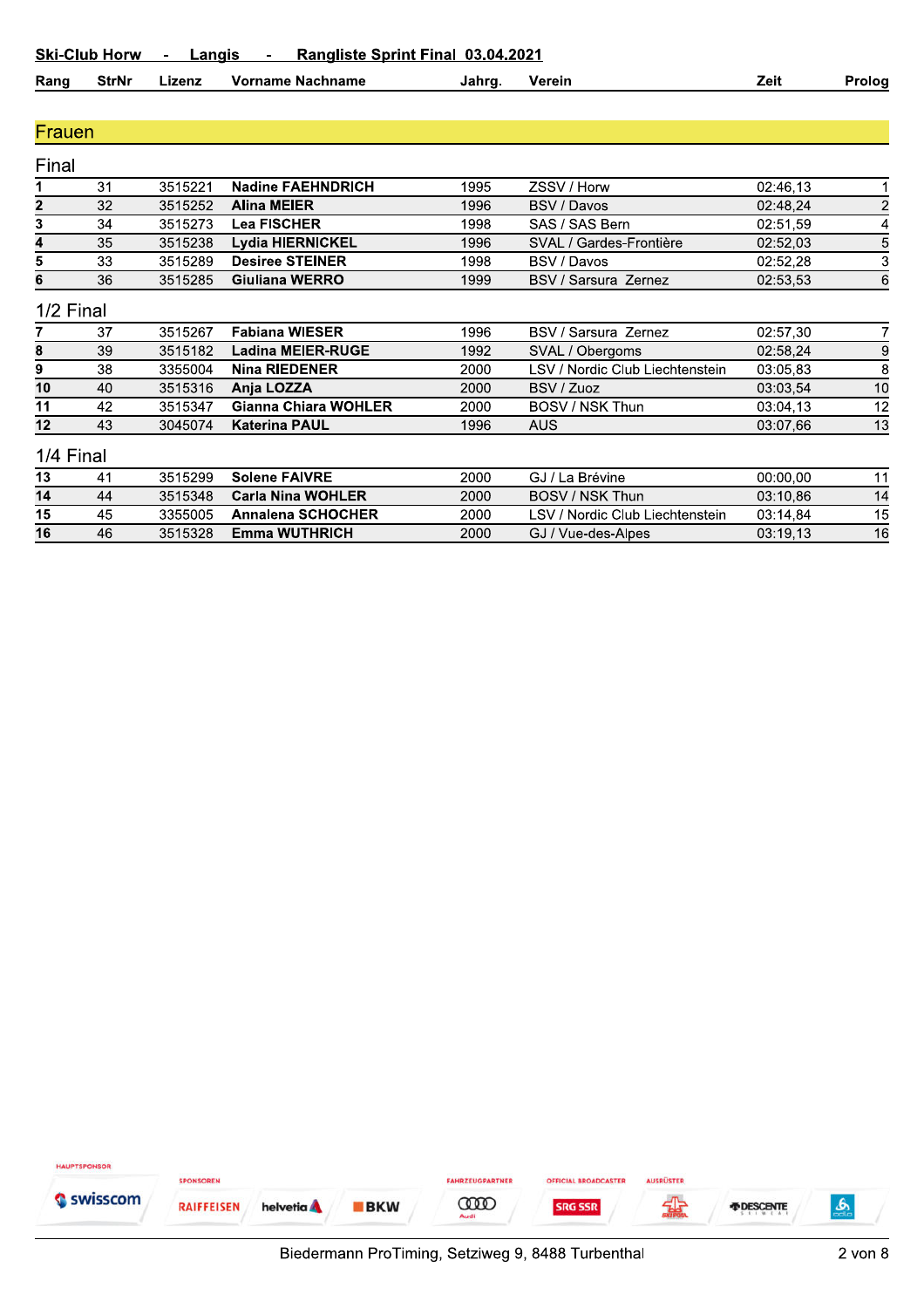**Ski-Club Horw - Langis - Rangliste Sprint Final 03.04.2021**

## Frauen

### Final

| Rang | StrNr | Lizenz | Vorname Nachname | Jahrg. | Verein | Zeit | Prolog |
|---|---|---|---|---|---|---|---|
| 1 | 31 | 3515221 | **Nadine FAEHNDRICH** | 1995 | ZSSV / Horw | 02:46,13 | 1 |
| 2 | 32 | 3515252 | **Alina MEIER** | 1996 | BSV / Davos | 02:48,24 | 2 |
| 3 | 34 | 3515273 | **Lea FISCHER** | 1998 | SAS / SAS Bern | 02:51,59 | 4 |
| 4 | 35 | 3515238 | **Lydia HIERNICKEL** | 1996 | SVAL / Gardes-Frontière | 02:52,03 | 5 |
| 5 | 33 | 3515289 | **Desiree STEINER** | 1998 | BSV / Davos | 02:52,28 | 3 |
| 6 | 36 | 3515285 | **Giuliana WERRO** | 1999 | BSV / Sarsura Zernez | 02:53,53 | 6 |

### 1/2 Final

| Rang | StrNr | Lizenz | Vorname Nachname | Jahrg. | Verein | Zeit | Prolog |
|---|---|---|---|---|---|---|---|
| 7 | 37 | 3515267 | **Fabiana WIESER** | 1996 | BSV / Sarsura Zernez | 02:57,30 | 7 |
| 8 | 39 | 3515182 | **Ladina MEIER-RUGE** | 1992 | SVAL / Obergoms | 02:58,24 | 9 |
| 9 | 38 | 3355004 | **Nina RIEDENER** | 2000 | LSV / Nordic Club Liechtenstein | 03:05,83 | 8 |
| 10 | 40 | 3515316 | **Anja LOZZA** | 2000 | BSV / Zuoz | 03:03,54 | 10 |
| 11 | 42 | 3515347 | **Gianna Chiara WOHLER** | 2000 | BOSV / NSK Thun | 03:04,13 | 12 |
| 12 | 43 | 3045074 | **Katerina PAUL** | 1996 | AUS | 03:07,66 | 13 |

### 1/4 Final

| Rang | StrNr | Lizenz | Vorname Nachname | Jahrg. | Verein | Zeit | Prolog |
|---|---|---|---|---|---|---|---|
| 13 | 41 | 3515299 | **Solene FAIVRE** | 2000 | GJ / La Brévine | 00:00,00 | 11 |
| 14 | 44 | 3515348 | **Carla Nina WOHLER** | 2000 | BOSV / NSK Thun | 03:10,86 | 14 |
| 15 | 45 | 3355005 | **Annalena SCHOCHER** | 2000 | LSV / Nordic Club Liechtenstein | 03:14,84 | 15 |
| 16 | 46 | 3515328 | **Emma WUTHRICH** | 2000 | GJ / Vue-des-Alpes | 03:19,13 | 16 |

HAUPTSPONSOR swisscom · SPONSOREN RAIFFEISEN helvetia BKW · FAHRZEUGPARTNER Audi · OFFICIAL BROADCASTER SRG SSR · AUSRÜSTER DESCENTE

Biedermann ProTiming, Setziweg 9, 8488 Turbenthal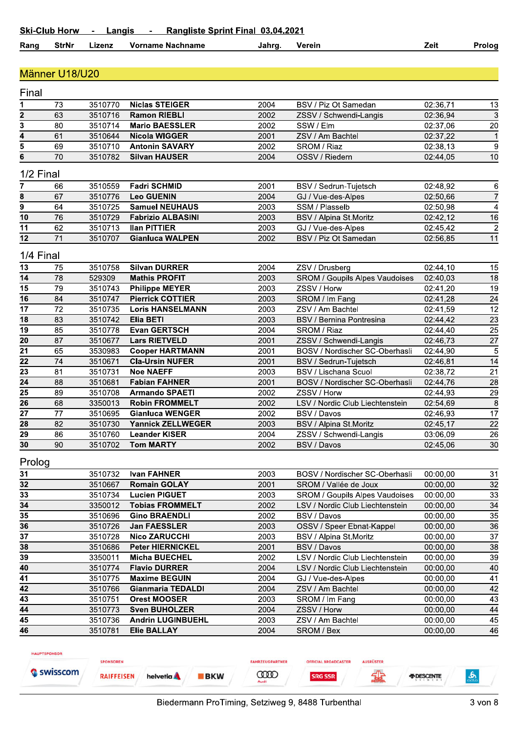**Ski-Club Horw - Langis - Rangliste Sprint Final 03.04.2021**

## Männer U18/U20

### Final

| Rang | StrNr | Lizenz | Vorname Nachname | Jahrg. | Verein | Zeit | Prolog |
|---|---|---|---|---|---|---|---|
| 1 | 73 | 3510770 | Niclas STEIGER | 2004 | BSV / Piz Ot Samedan | 02:36,71 | 13 |
| 2 | 63 | 3510716 | Ramon RIEBLI | 2002 | ZSSV / Schwendi-Langis | 02:36,94 | 3 |
| 3 | 80 | 3510714 | Mario BAESSLER | 2002 | SSW / Elm | 02:37,06 | 20 |
| 4 | 61 | 3510644 | Nicola WIGGER | 2001 | ZSV / Am Bachtel | 02:37,22 | 1 |
| 5 | 69 | 3510710 | Antonin SAVARY | 2002 | SROM / Riaz | 02:38,13 | 9 |
| 6 | 70 | 3510782 | Silvan HAUSER | 2004 | OSSV / Riedern | 02:44,05 | 10 |

### 1/2 Final

| Rang | StrNr | Lizenz | Vorname Nachname | Jahrg. | Verein | Zeit | Prolog |
|---|---|---|---|---|---|---|---|
| 7 | 66 | 3510559 | Fadri SCHMID | 2001 | BSV / Sedrun-Tujetsch | 02:48,92 | 6 |
| 8 | 67 | 3510776 | Leo GUENIN | 2004 | GJ / Vue-des-Alpes | 02:50,66 | 7 |
| 9 | 64 | 3510725 | Samuel NEUHAUS | 2003 | SSM / Plasselb | 02:50,98 | 4 |
| 10 | 76 | 3510729 | Fabrizio ALBASINI | 2003 | BSV / Alpina St.Moritz | 02:42,12 | 16 |
| 11 | 62 | 3510713 | Ilan PITTIER | 2003 | GJ / Vue-des-Alpes | 02:45,42 | 2 |
| 12 | 71 | 3510707 | Gianluca WALPEN | 2002 | BSV / Piz Ot Samedan | 02:56,85 | 11 |

### 1/4 Final

| Rang | StrNr | Lizenz | Vorname Nachname | Jahrg. | Verein | Zeit | Prolog |
|---|---|---|---|---|---|---|---|
| 13 | 75 | 3510758 | Silvan DURRER | 2004 | ZSV / Drusberg | 02:44,10 | 15 |
| 14 | 78 | 529309 | Mathis PROFIT | 2003 | SROM / Goupils Alpes Vaudoises | 02:40,03 | 18 |
| 15 | 79 | 3510743 | Philippe MEYER | 2003 | ZSSV / Horw | 02:41,20 | 19 |
| 16 | 84 | 3510747 | Pierrick COTTIER | 2003 | SROM / Im Fang | 02:41,28 | 24 |
| 17 | 72 | 3510735 | Loris HANSELMANN | 2003 | ZSV / Am Bachtel | 02:41,59 | 12 |
| 18 | 83 | 3510742 | Elia BETI | 2003 | BSV / Bernina Pontresina | 02:44,42 | 23 |
| 19 | 85 | 3510778 | Evan GERTSCH | 2004 | SROM / Riaz | 02:44,40 | 25 |
| 20 | 87 | 3510677 | Lars RIETVELD | 2001 | ZSSV / Schwendi-Langis | 02:46,73 | 27 |
| 21 | 65 | 3530983 | Cooper HARTMANN | 2001 | BOSV / Nordischer SC-Oberhasli | 02:44,90 | 5 |
| 22 | 74 | 3510671 | Cla-Ursin NUFER | 2001 | BSV / Sedrun-Tujetsch | 02:46,81 | 14 |
| 23 | 81 | 3510731 | Noe NAEFF | 2003 | BSV / Lischana Scuol | 02:38,72 | 21 |
| 24 | 88 | 3510681 | Fabian FAHNER | 2001 | BOSV / Nordischer SC-Oberhasli | 02:44,76 | 28 |
| 25 | 89 | 3510708 | Armando SPAETI | 2002 | ZSSV / Horw | 02:44,93 | 29 |
| 26 | 68 | 3350013 | Robin FROMMELT | 2002 | LSV / Nordic Club Liechtenstein | 02:54,69 | 8 |
| 27 | 77 | 3510695 | Gianluca WENGER | 2002 | BSV / Davos | 02:46,93 | 17 |
| 28 | 82 | 3510730 | Yannick ZELLWEGER | 2003 | BSV / Alpina St.Moritz | 02:45,17 | 22 |
| 29 | 86 | 3510760 | Leander KISER | 2004 | ZSSV / Schwendi-Langis | 03:06,09 | 26 |
| 30 | 90 | 3510702 | Tom MARTY | 2002 | BSV / Davos | 02:45,06 | 30 |

### Prolog

| Rang | StrNr | Lizenz | Vorname Nachname | Jahrg. | Verein | Zeit | Prolog |
|---|---|---|---|---|---|---|---|
| 31 | | 3510732 | Ivan FAHNER | 2003 | BOSV / Nordischer SC-Oberhasli | 00:00,00 | 31 |
| 32 | | 3510667 | Romain GOLAY | 2001 | SROM / Vallée de Joux | 00:00,00 | 32 |
| 33 | | 3510734 | Lucien PIGUET | 2003 | SROM / Goupils Alpes Vaudoises | 00:00,00 | 33 |
| 34 | | 3350012 | Tobias FROMMELT | 2002 | LSV / Nordic Club Liechtenstein | 00:00,00 | 34 |
| 35 | | 3510696 | Gino BRAENDLI | 2002 | BSV / Davos | 00:00,00 | 35 |
| 36 | | 3510726 | Jan FAESSLER | 2003 | OSSV / Speer Ebnat-Kappel | 00:00,00 | 36 |
| 37 | | 3510728 | Nico ZARUCCHI | 2003 | BSV / Alpina St.Moritz | 00:00,00 | 37 |
| 38 | | 3510686 | Peter HIERNICKEL | 2001 | BSV / Davos | 00:00,00 | 38 |
| 39 | | 3350011 | Micha BUECHEL | 2002 | LSV / Nordic Club Liechtenstein | 00:00,00 | 39 |
| 40 | | 3510774 | Flavio DURRER | 2004 | LSV / Nordic Club Liechtenstein | 00:00,00 | 40 |
| 41 | | 3510775 | Maxime BEGUIN | 2004 | GJ / Vue-des-Alpes | 00:00,00 | 41 |
| 42 | | 3510766 | Gianmaria TEDALDI | 2004 | ZSV / Am Bachtel | 00:00,00 | 42 |
| 43 | | 3510751 | Orest MOOSER | 2003 | SROM / Im Fang | 00:00,00 | 43 |
| 44 | | 3510773 | Sven BUHOLZER | 2004 | ZSSV / Horw | 00:00,00 | 44 |
| 45 | | 3510736 | Andrin LUGINBUEHL | 2003 | ZSV / Am Bachtel | 00:00,00 | 45 |
| 46 | | 3510781 | Elie BALLAY | 2004 | SROM / Bex | 00:00,00 | 46 |

Biedermann ProTiming, Setziweg 9, 8488 Turbenthal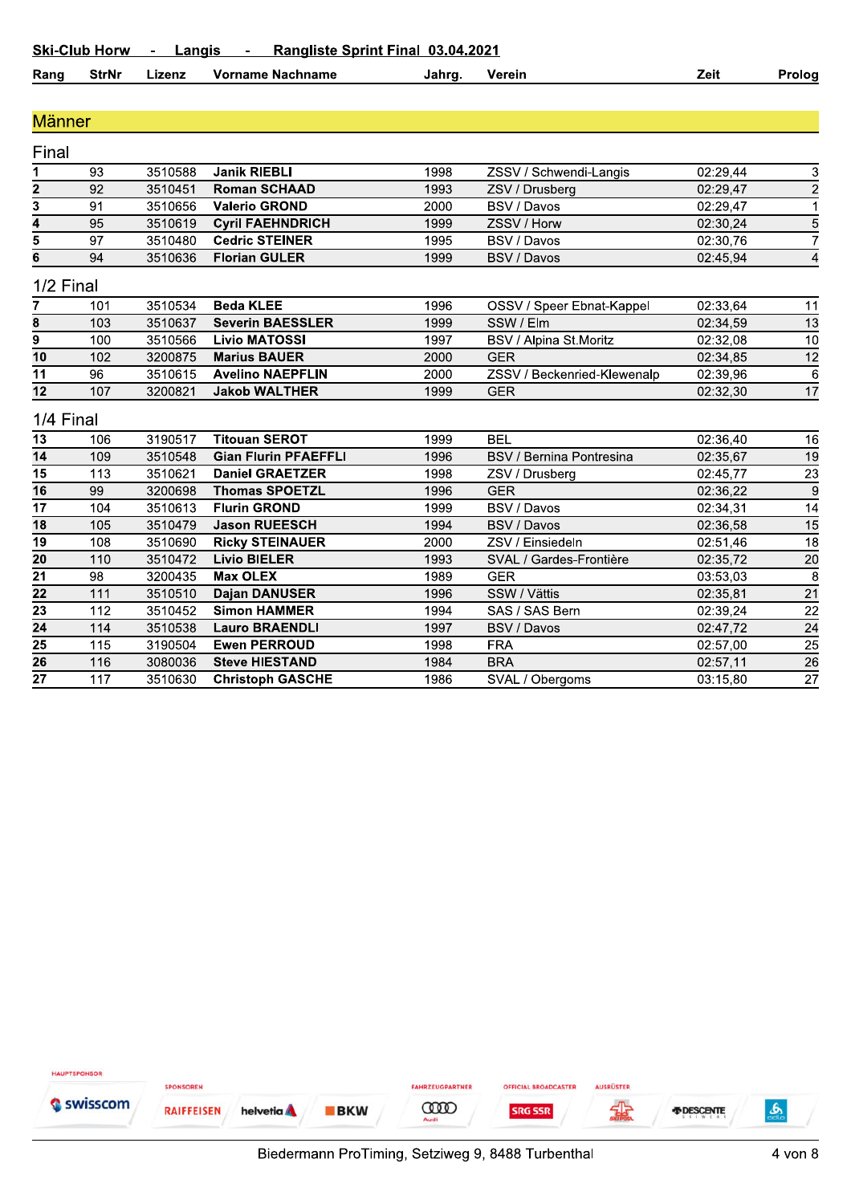**Ski-Club Horw - Langis - Rangliste Sprint Final 03.04.2021**

## Männer

### Final

| Rang | StrNr | Lizenz | Vorname Nachname | Jahrg. | Verein | Zeit | Prolog |
|---|---|---|---|---|---|---|---|
| **1** | 93 | 3510588 | **Janik RIEBLI** | 1998 | ZSSV / Schwendi-Langis | 02:29,44 | 3 |
| **2** | 92 | 3510451 | **Roman SCHAAD** | 1993 | ZSV / Drusberg | 02:29,47 | 2 |
| **3** | 91 | 3510656 | **Valerio GROND** | 2000 | BSV / Davos | 02:29,47 | 1 |
| **4** | 95 | 3510619 | **Cyril FAEHNDRICH** | 1999 | ZSSV / Horw | 02:30,24 | 5 |
| **5** | 97 | 3510480 | **Cedric STEINER** | 1995 | BSV / Davos | 02:30,76 | 7 |
| **6** | 94 | 3510636 | **Florian GULER** | 1999 | BSV / Davos | 02:45,94 | 4 |

### 1/2 Final

| Rang | StrNr | Lizenz | Vorname Nachname | Jahrg. | Verein | Zeit | Prolog |
|---|---|---|---|---|---|---|---|
| **7** | 101 | 3510534 | **Beda KLEE** | 1996 | OSSV / Speer Ebnat-Kappel | 02:33,64 | 11 |
| **8** | 103 | 3510637 | **Severin BAESSLER** | 1999 | SSW / Elm | 02:34,59 | 13 |
| **9** | 100 | 3510566 | **Livio MATOSSI** | 1997 | BSV / Alpina St.Moritz | 02:32,08 | 10 |
| **10** | 102 | 3200875 | **Marius BAUER** | 2000 | GER | 02:34,85 | 12 |
| **11** | 96 | 3510615 | **Avelino NAEPFLIN** | 2000 | ZSSV / Beckenried-Klewenalp | 02:39,96 | 6 |
| **12** | 107 | 3200821 | **Jakob WALTHER** | 1999 | GER | 02:32,30 | 17 |

### 1/4 Final

| Rang | StrNr | Lizenz | Vorname Nachname | Jahrg. | Verein | Zeit | Prolog |
|---|---|---|---|---|---|---|---|
| **13** | 106 | 3190517 | **Titouan SEROT** | 1999 | BEL | 02:36,40 | 16 |
| **14** | 109 | 3510548 | **Gian Flurin PFAEFFLI** | 1996 | BSV / Bernina Pontresina | 02:35,67 | 19 |
| **15** | 113 | 3510621 | **Daniel GRAETZER** | 1998 | ZSV / Drusberg | 02:45,77 | 23 |
| **16** | 99 | 3200698 | **Thomas SPOETZL** | 1996 | GER | 02:36,22 | 9 |
| **17** | 104 | 3510613 | **Flurin GROND** | 1999 | BSV / Davos | 02:34,31 | 14 |
| **18** | 105 | 3510479 | **Jason RUEESCH** | 1994 | BSV / Davos | 02:36,58 | 15 |
| **19** | 108 | 3510690 | **Ricky STEINAUER** | 2000 | ZSV / Einsiedeln | 02:51,46 | 18 |
| **20** | 110 | 3510472 | **Livio BIELER** | 1993 | SVAL / Gardes-Frontière | 02:35,72 | 20 |
| **21** | 98 | 3200435 | **Max OLEX** | 1989 | GER | 03:53,03 | 8 |
| **22** | 111 | 3510510 | **Dajan DANUSER** | 1996 | SSW / Vättis | 02:35,81 | 21 |
| **23** | 112 | 3510452 | **Simon HAMMER** | 1994 | SAS / SAS Bern | 02:39,24 | 22 |
| **24** | 114 | 3510538 | **Lauro BRAENDLI** | 1997 | BSV / Davos | 02:47,72 | 24 |
| **25** | 115 | 3190504 | **Ewen PERROUD** | 1998 | FRA | 02:57,00 | 25 |
| **26** | 116 | 3080036 | **Steve HIESTAND** | 1984 | BRA | 02:57,11 | 26 |
| **27** | 117 | 3510630 | **Christoph GASCHE** | 1986 | SVAL / Obergoms | 03:15,80 | 27 |

HAUPTSPONSOR: swisscom | SPONSOREN: RAIFFEISEN, helvetia, BKW | FAHRZEUGPARTNER: Audi | OFFICIAL BROADCASTER: SRG SSR | AUSRÜSTER: DESCENTE

Biedermann ProTiming, Setziweg 9, 8488 Turbenthal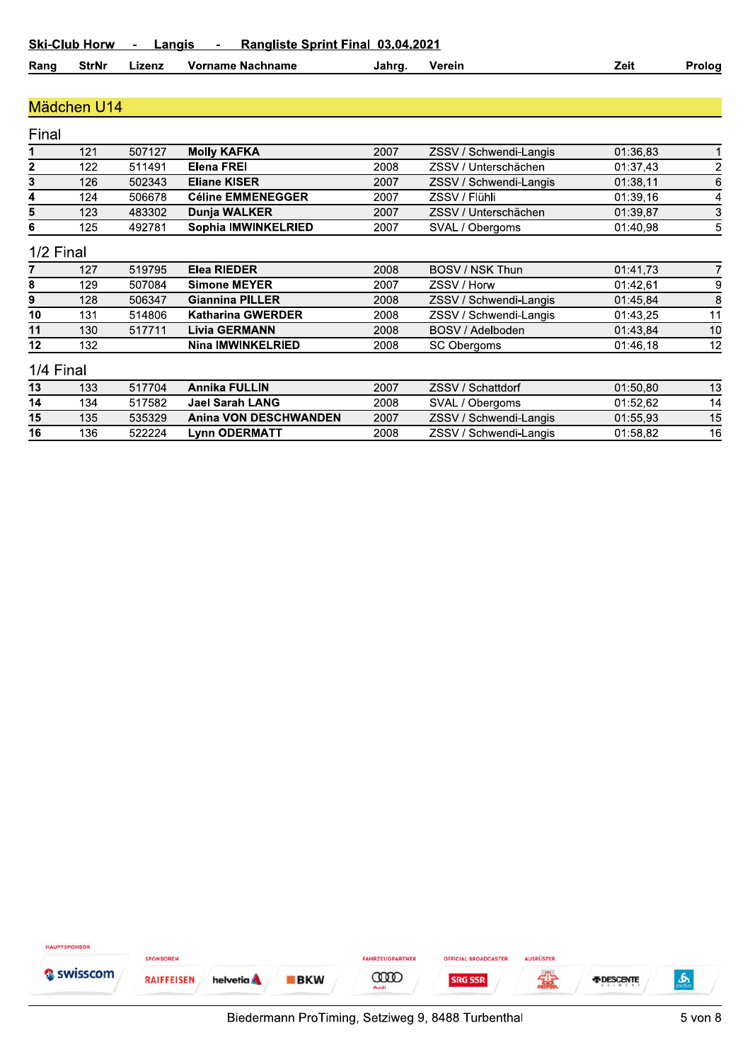**Ski-Club Horw - Langis - Rangliste Sprint Final 03.04.2021**

## Mädchen U14

### Final

| Rang | StrNr | Lizenz | Vorname Nachname | Jahrg. | Verein | Zeit | Prolog |
|---|---|---|---|---|---|---|---|
| 1 | 121 | 507127 | **Molly KAFKA** | 2007 | ZSSV / Schwendi-Langis | 01:36,83 | 1 |
| 2 | 122 | 511491 | **Elena FREI** | 2008 | ZSSV / Unterschächen | 01:37,43 | 2 |
| 3 | 126 | 502343 | **Eliane KISER** | 2007 | ZSSV / Schwendi-Langis | 01:38,11 | 6 |
| 4 | 124 | 506678 | **Céline EMMENEGGER** | 2007 | ZSSV / Flühli | 01:39,16 | 4 |
| 5 | 123 | 483302 | **Dunja WALKER** | 2007 | ZSSV / Unterschächen | 01:39,87 | 3 |
| 6 | 125 | 492781 | **Sophia IMWINKELRIED** | 2007 | SVAL / Obergoms | 01:40,98 | 5 |

### 1/2 Final

| Rang | StrNr | Lizenz | Vorname Nachname | Jahrg. | Verein | Zeit | Prolog |
|---|---|---|---|---|---|---|---|
| 7 | 127 | 519795 | **Elea RIEDER** | 2008 | BOSV / NSK Thun | 01:41,73 | 7 |
| 8 | 129 | 507084 | **Simone MEYER** | 2007 | ZSSV / Horw | 01:42,61 | 9 |
| 9 | 128 | 506347 | **Giannina PILLER** | 2008 | ZSSV / Schwendi-Langis | 01:45,84 | 8 |
| 10 | 131 | 514806 | **Katharina GWERDER** | 2008 | ZSSV / Schwendi-Langis | 01:43,25 | 11 |
| 11 | 130 | 517711 | **Livia GERMANN** | 2008 | BOSV / Adelboden | 01:43,84 | 10 |
| 12 | 132 | | **Nina IMWINKELRIED** | 2008 | SC Obergoms | 01:46,18 | 12 |

### 1/4 Final

| Rang | StrNr | Lizenz | Vorname Nachname | Jahrg. | Verein | Zeit | Prolog |
|---|---|---|---|---|---|---|---|
| 13 | 133 | 517704 | **Annika FULLIN** | 2007 | ZSSV / Schattdorf | 01:50,80 | 13 |
| 14 | 134 | 517582 | **Jael Sarah LANG** | 2008 | SVAL / Obergoms | 01:52,62 | 14 |
| 15 | 135 | 535329 | **Anina VON DESCHWANDEN** | 2007 | ZSSV / Schwendi-Langis | 01:55,93 | 15 |
| 16 | 136 | 522224 | **Lynn ODERMATT** | 2008 | ZSSV / Schwendi-Langis | 01:58,82 | 16 |

Biedermann ProTiming, Setziweg 9, 8488 Turbenthal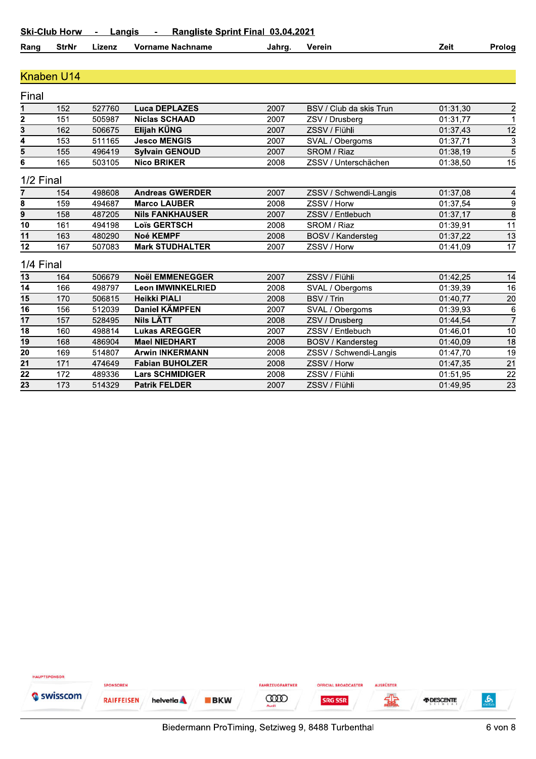**Ski-Club Horw - Langis - Rangliste Sprint Final 03.04.2021**

## Knaben U14

### Final

| Rang | StrNr | Lizenz | Vorname Nachname | Jahrg. | Verein | Zeit | Prolog |
|---|---|---|---|---|---|---|---|
| 1 | 152 | 527760 | **Luca DEPLAZES** | 2007 | BSV / Club da skis Trun | 01:31,30 | 2 |
| 2 | 151 | 505987 | **Niclas SCHAAD** | 2007 | ZSV / Drusberg | 01:31,77 | 1 |
| 3 | 162 | 506675 | **Elijah KÜNG** | 2007 | ZSSV / Flühli | 01:37,43 | 12 |
| 4 | 153 | 511165 | **Jesco MENGIS** | 2007 | SVAL / Obergoms | 01:37,71 | 3 |
| 5 | 155 | 496419 | **Sylvain GENOUD** | 2007 | SROM / Riaz | 01:38,19 | 5 |
| 6 | 165 | 503105 | **Nico BRIKER** | 2008 | ZSSV / Unterschächen | 01:38,50 | 15 |

### 1/2 Final

| Rang | StrNr | Lizenz | Vorname Nachname | Jahrg. | Verein | Zeit | Prolog |
|---|---|---|---|---|---|---|---|
| 7 | 154 | 498608 | **Andreas GWERDER** | 2007 | ZSSV / Schwendi-Langis | 01:37,08 | 4 |
| 8 | 159 | 494687 | **Marco LAUBER** | 2008 | ZSSV / Horw | 01:37,54 | 9 |
| 9 | 158 | 487205 | **Nils FANKHAUSER** | 2007 | ZSSV / Entlebuch | 01:37,17 | 8 |
| 10 | 161 | 494198 | **Loïs GERTSCH** | 2008 | SROM / Riaz | 01:39,91 | 11 |
| 11 | 163 | 480290 | **Noé KEMPF** | 2008 | BOSV / Kandersteg | 01:37,22 | 13 |
| 12 | 167 | 507083 | **Mark STUDHALTER** | 2007 | ZSSV / Horw | 01:41,09 | 17 |

### 1/4 Final

| Rang | StrNr | Lizenz | Vorname Nachname | Jahrg. | Verein | Zeit | Prolog |
|---|---|---|---|---|---|---|---|
| 13 | 164 | 506679 | **Noël EMMENEGGER** | 2007 | ZSSV / Flühli | 01:42,25 | 14 |
| 14 | 166 | 498797 | **Leon IMWINKELRIED** | 2008 | SVAL / Obergoms | 01:39,39 | 16 |
| 15 | 170 | 506815 | **Heikki PIALI** | 2008 | BSV / Trin | 01:40,77 | 20 |
| 16 | 156 | 512039 | **Daniel KÄMPFEN** | 2007 | SVAL / Obergoms | 01:39,93 | 6 |
| 17 | 157 | 528495 | **Nils LÄTT** | 2008 | ZSV / Drusberg | 01:44,54 | 7 |
| 18 | 160 | 498814 | **Lukas AREGGER** | 2007 | ZSSV / Entlebuch | 01:46,01 | 10 |
| 19 | 168 | 486904 | **Mael NIEDHART** | 2008 | BOSV / Kandersteg | 01:40,09 | 18 |
| 20 | 169 | 514807 | **Arwin INKERMANN** | 2008 | ZSSV / Schwendi-Langis | 01:47,70 | 19 |
| 21 | 171 | 474649 | **Fabian BUHOLZER** | 2008 | ZSSV / Horw | 01:47,35 | 21 |
| 22 | 172 | 489336 | **Lars SCHMIDIGER** | 2008 | ZSSV / Flühli | 01:51,95 | 22 |
| 23 | 173 | 514329 | **Patrik FELDER** | 2007 | ZSSV / Flühli | 01:49,95 | 23 |

HAUPTSPONSOR: swisscom — SPONSOREN: RAIFFEISEN, helvetia, BKW — FAHRZEUGPARTNER: Audi — OFFICIAL BROADCASTER: SRG SSR — AUSRÜSTER: DESCENTE

Biedermann ProTiming, Setziweg 9, 8488 Turbenthal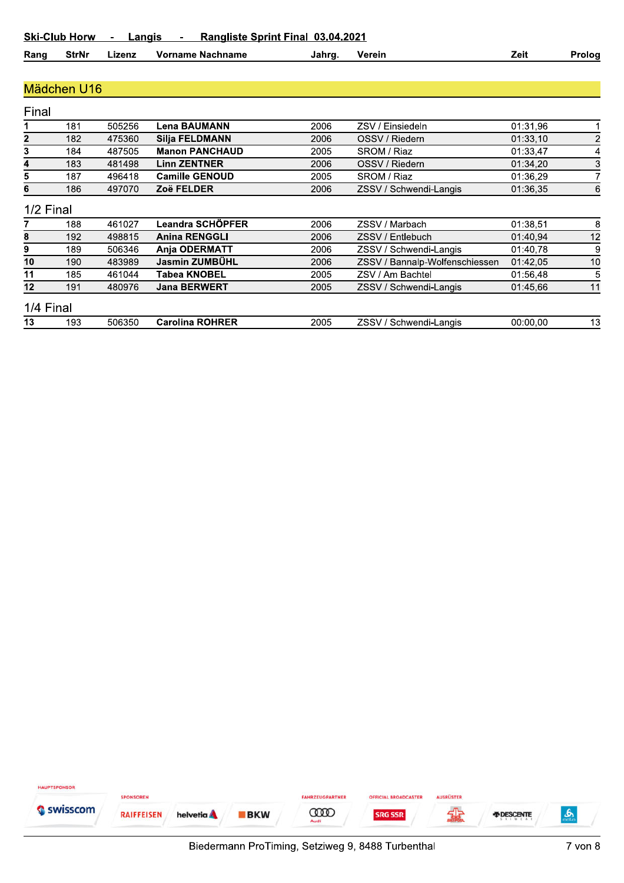**Ski-Club Horw - Langis - Rangliste Sprint Final 03.04.2021**

## Mädchen U16

### Final

| Rang | StrNr | Lizenz | Vorname Nachname | Jahrg. | Verein | Zeit | Prolog |
|---|---|---|---|---|---|---|---|
| 1 | 181 | 505256 | **Lena BAUMANN** | 2006 | ZSV / Einsiedeln | 01:31,96 | 1 |
| 2 | 182 | 475360 | **Silja FELDMANN** | 2006 | OSSV / Riedern | 01:33,10 | 2 |
| 3 | 184 | 487505 | **Manon PANCHAUD** | 2005 | SROM / Riaz | 01:33,47 | 4 |
| 4 | 183 | 481498 | **Linn ZENTNER** | 2006 | OSSV / Riedern | 01:34,20 | 3 |
| 5 | 187 | 496418 | **Camille GENOUD** | 2005 | SROM / Riaz | 01:36,29 | 7 |
| 6 | 186 | 497070 | **Zoë FELDER** | 2006 | ZSSV / Schwendi-Langis | 01:36,35 | 6 |

### 1/2 Final

| Rang | StrNr | Lizenz | Vorname Nachname | Jahrg. | Verein | Zeit | Prolog |
|---|---|---|---|---|---|---|---|
| 7 | 188 | 461027 | **Leandra SCHÖPFER** | 2006 | ZSSV / Marbach | 01:38,51 | 8 |
| 8 | 192 | 498815 | **Anina RENGGLI** | 2006 | ZSSV / Entlebuch | 01:40,94 | 12 |
| 9 | 189 | 506346 | **Anja ODERMATT** | 2006 | ZSSV / Schwendi-Langis | 01:40,78 | 9 |
| 10 | 190 | 483989 | **Jasmin ZUMBÜHL** | 2006 | ZSSV / Bannalp-Wolfenschiessen | 01:42,05 | 10 |
| 11 | 185 | 461044 | **Tabea KNOBEL** | 2005 | ZSV / Am Bachtel | 01:56,48 | 5 |
| 12 | 191 | 480976 | **Jana BERWERT** | 2005 | ZSSV / Schwendi-Langis | 01:45,66 | 11 |

### 1/4 Final

| Rang | StrNr | Lizenz | Vorname Nachname | Jahrg. | Verein | Zeit | Prolog |
|---|---|---|---|---|---|---|---|
| 13 | 193 | 506350 | **Carolina ROHRER** | 2005 | ZSSV / Schwendi-Langis | 00:00,00 | 13 |

HAUPTSPONSOR: swisscom — SPONSOREN: RAIFFEISEN, helvetia, BKW — FAHRZEUGPARTNER: Audi — OFFICIAL BROADCASTER: SRG SSR — AUSRÜSTER: DESCENTE, odlo

Biedermann ProTiming, Setziweg 9, 8488 Turbenthal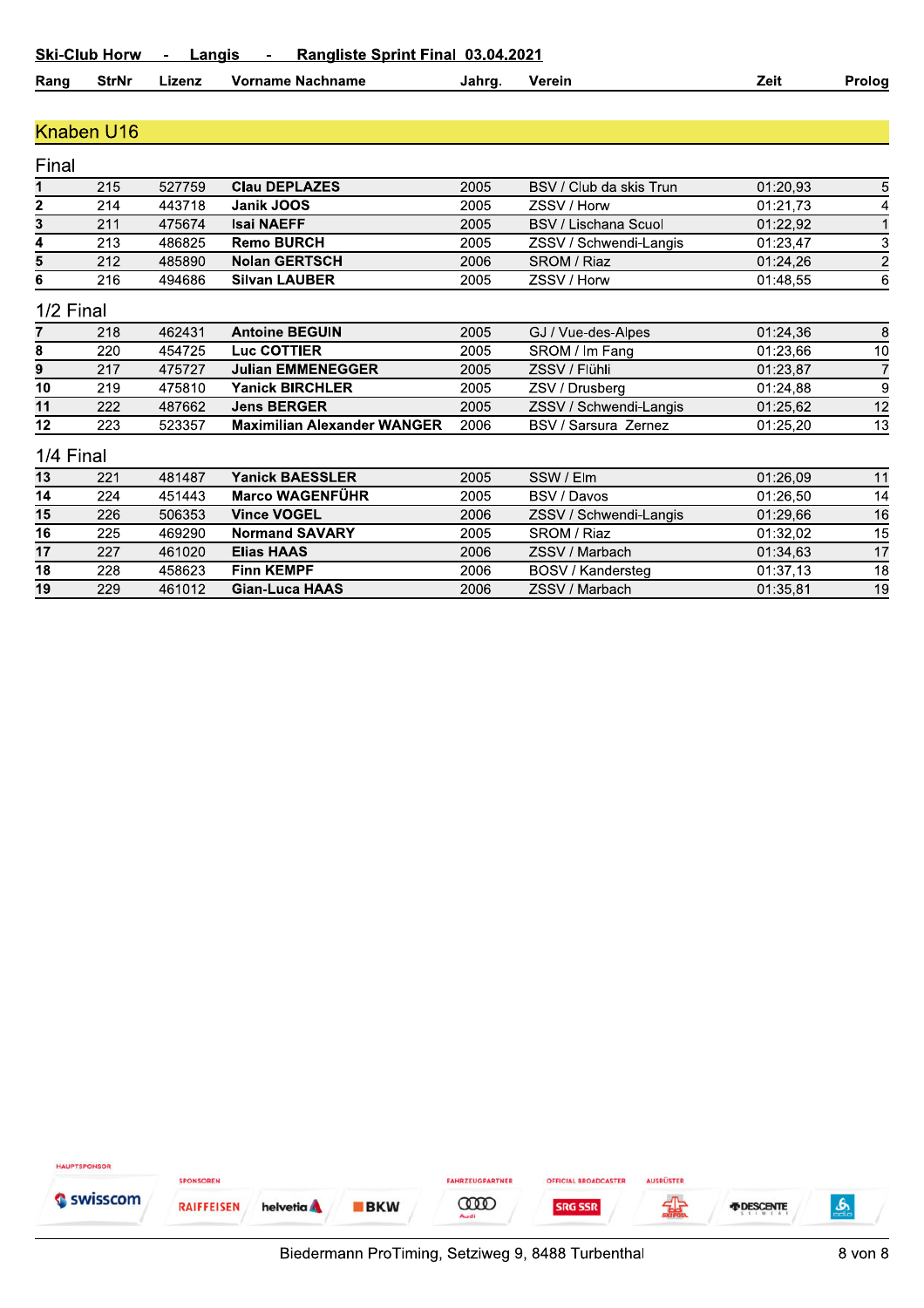## Ski-Club Horw - Langis - Rangliste Sprint Final 03.04.2021

### Knaben U16

#### Final

| Rang | StrNr | Lizenz | Vorname Nachname | Jahrg. | Verein | Zeit | Prolog |
|---|---|---|---|---|---|---|---|
| **1** | 215 | 527759 | **Clau DEPLAZES** | 2005 | BSV / Club da skis Trun | 01:20,93 | 5 |
| **2** | 214 | 443718 | **Janik JOOS** | 2005 | ZSSV / Horw | 01:21,73 | 4 |
| **3** | 211 | 475674 | **Isai NAEFF** | 2005 | BSV / Lischana Scuol | 01:22,92 | 1 |
| **4** | 213 | 486825 | **Remo BURCH** | 2005 | ZSSV / Schwendi-Langis | 01:23,47 | 3 |
| **5** | 212 | 485890 | **Nolan GERTSCH** | 2006 | SROM / Riaz | 01:24,26 | 2 |
| **6** | 216 | 494686 | **Silvan LAUBER** | 2005 | ZSSV / Horw | 01:48,55 | 6 |

#### 1/2 Final

| Rang | StrNr | Lizenz | Vorname Nachname | Jahrg. | Verein | Zeit | Prolog |
|---|---|---|---|---|---|---|---|
| **7** | 218 | 462431 | **Antoine BEGUIN** | 2005 | GJ / Vue-des-Alpes | 01:24,36 | 8 |
| **8** | 220 | 454725 | **Luc COTTIER** | 2005 | SROM / Im Fang | 01:23,66 | 10 |
| **9** | 217 | 475727 | **Julian EMMENEGGER** | 2005 | ZSSV / Flühli | 01:23,87 | 7 |
| **10** | 219 | 475810 | **Yanick BIRCHLER** | 2005 | ZSV / Drusberg | 01:24,88 | 9 |
| **11** | 222 | 487662 | **Jens BERGER** | 2005 | ZSSV / Schwendi-Langis | 01:25,62 | 12 |
| **12** | 223 | 523357 | **Maximilian Alexander WANGER** | 2006 | BSV / Sarsura Zernez | 01:25,20 | 13 |

#### 1/4 Final

| Rang | StrNr | Lizenz | Vorname Nachname | Jahrg. | Verein | Zeit | Prolog |
|---|---|---|---|---|---|---|---|
| **13** | 221 | 481487 | **Yanick BAESSLER** | 2005 | SSW / Elm | 01:26,09 | 11 |
| **14** | 224 | 451443 | **Marco WAGENFÜHR** | 2005 | BSV / Davos | 01:26,50 | 14 |
| **15** | 226 | 506353 | **Vince VOGEL** | 2006 | ZSSV / Schwendi-Langis | 01:29,66 | 16 |
| **16** | 225 | 469290 | **Normand SAVARY** | 2005 | SROM / Riaz | 01:32,02 | 15 |
| **17** | 227 | 461020 | **Elias HAAS** | 2006 | ZSSV / Marbach | 01:34,63 | 17 |
| **18** | 228 | 458623 | **Finn KEMPF** | 2006 | BOSV / Kandersteg | 01:37,13 | 18 |
| **19** | 229 | 461012 | **Gian-Luca HAAS** | 2006 | ZSSV / Marbach | 01:35,81 | 19 |

HAUPTSPONSOR: swisscom — SPONSOREN: RAIFFEISEN, helvetia, BKW — FAHRZEUGPARTNER: Audi — OFFICIAL BROADCASTER: SRG SSR — AUSRÜSTER: DESCENTE, odlo

Biedermann ProTiming, Setziweg 9, 8488 Turbenthal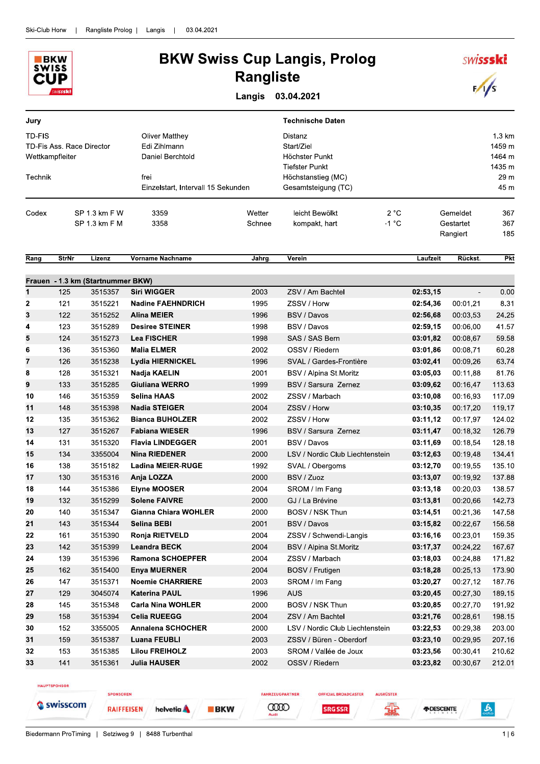# BKW Swiss Cup Langis, Prolog

## Rangliste

**Langis 03.04.2021**

| Jury | | Technische Daten | |
|---|---|---|---|
| TD-FIS | Oliver Matthey | Distanz | 1.3 km |
| TD-Fis Ass. Race Director | Edi Zihlmann | Start/Ziel | 1459 m |
| Wettkampfleiter | Daniel Berchtold | Höchster Punkt | 1464 m |
| | | Tiefster Punkt | 1435 m |
| Technik | frei | Höchstanstieg (MC) | 29 m |
| | Einzelstart, Intervall 15 Sekunden | Gesamtsteigung (TC) | 45 m |

| Codex | | | Wetter | | | | |
|---|---|---|---|---|---|---|---|
| | SP 1.3 km F W | 3359 | Wetter | leicht Bewölkt | 2 °C | Gemeldet | 367 |
| | SP 1.3 km F M | 3358 | Schnee | kompakt, hart | -1 °C | Gestartet | 367 |
| | | | | | | Rangiert | 185 |

**Frauen - 1.3 km (Startnummer BKW)**

| Rang | StrNr | Lizenz | Vorname Nachname | Jahrg. | Verein | Laufzeit | Rückst. | Pkt |
|---|---|---|---|---|---|---|---|---|
| 1 | 125 | 3515357 | **Siri WIGGER** | 2003 | ZSV / Am Bachtel | **02:53,15** | - | 0.00 |
| 2 | 121 | 3515221 | **Nadine FAEHNDRICH** | 1995 | ZSSV / Horw | **02:54,36** | 00:01,21 | 8.31 |
| 3 | 122 | 3515252 | **Alina MEIER** | 1996 | BSV / Davos | **02:56,68** | 00:03,53 | 24.25 |
| 4 | 123 | 3515289 | **Desiree STEINER** | 1998 | BSV / Davos | **02:59,15** | 00:06,00 | 41.57 |
| 5 | 124 | 3515273 | **Lea FISCHER** | 1998 | SAS / SAS Bern | **03:01,82** | 00:08,67 | 59.58 |
| 6 | 136 | 3515360 | **Malia ELMER** | 2002 | OSSV / Riedern | **03:01,86** | 00:08,71 | 60.28 |
| 7 | 126 | 3515238 | **Lydia HIERNICKEL** | 1996 | SVAL / Gardes-Frontière | **03:02,41** | 00:09,26 | 63.74 |
| 8 | 128 | 3515321 | **Nadja KAELIN** | 2001 | BSV / Alpina St.Moritz | **03:05,03** | 00:11,88 | 81.76 |
| 9 | 133 | 3515285 | **Giuliana WERRO** | 1999 | BSV / Sarsura Zernez | **03:09,62** | 00:16,47 | 113.63 |
| 10 | 146 | 3515359 | **Selina HAAS** | 2002 | ZSSV / Marbach | **03:10,08** | 00:16,93 | 117.09 |
| 11 | 148 | 3515398 | **Nadia STEIGER** | 2004 | ZSSV / Horw | **03:10,35** | 00:17,20 | 119.17 |
| 12 | 135 | 3515362 | **Bianca BUHOLZER** | 2002 | ZSSV / Horw | **03:11,12** | 00:17,97 | 124.02 |
| 13 | 127 | 3515267 | **Fabiana WIESER** | 1996 | BSV / Sarsura Zernez | **03:11,47** | 00:18,32 | 126.79 |
| 14 | 131 | 3515320 | **Flavia LINDEGGER** | 2001 | BSV / Davos | **03:11,69** | 00:18,54 | 128.18 |
| 15 | 134 | 3355004 | **Nina RIEDENER** | 2000 | LSV / Nordic Club Liechtenstein | **03:12,63** | 00:19,48 | 134.41 |
| 16 | 138 | 3515182 | **Ladina MEIER-RUGE** | 1992 | SVAL / Obergoms | **03:12,70** | 00:19,55 | 135.10 |
| 17 | 130 | 3515316 | **Anja LOZZA** | 2000 | BSV / Zuoz | **03:13,07** | 00:19,92 | 137.88 |
| 18 | 144 | 3515386 | **Elyne MOOSER** | 2004 | SROM / Im Fang | **03:13,18** | 00:20,03 | 138.57 |
| 19 | 132 | 3515299 | **Solene FAIVRE** | 2000 | GJ / La Brévine | **03:13,81** | 00:20,66 | 142.73 |
| 20 | 140 | 3515347 | **Gianna Chiara WOHLER** | 2000 | BOSV / NSK Thun | **03:14,51** | 00:21,36 | 147.58 |
| 21 | 143 | 3515344 | **Selina BEBI** | 2001 | BSV / Davos | **03:15,82** | 00:22,67 | 156.58 |
| 22 | 161 | 3515390 | **Ronja RIETVELD** | 2004 | ZSSV / Schwendi-Langis | **03:16,16** | 00:23,01 | 159.35 |
| 23 | 142 | 3515399 | **Leandra BECK** | 2004 | BSV / Alpina St.Moritz | **03:17,37** | 00:24,22 | 167.67 |
| 24 | 139 | 3515396 | **Ramona SCHOEPFER** | 2004 | ZSSV / Marbach | **03:18,03** | 00:24,88 | 171.82 |
| 25 | 162 | 3515400 | **Enya MUERNER** | 2004 | BOSV / Frutigen | **03:18,28** | 00:25,13 | 173.90 |
| 26 | 147 | 3515371 | **Noemie CHARRIERE** | 2003 | SROM / Im Fang | **03:20,27** | 00:27,12 | 187.76 |
| 27 | 129 | 3045074 | **Katerina PAUL** | 1996 | AUS | **03:20,45** | 00:27,30 | 189.15 |
| 28 | 145 | 3515348 | **Carla Nina WOHLER** | 2000 | BOSV / NSK Thun | **03:20,85** | 00:27,70 | 191.92 |
| 29 | 158 | 3515394 | **Celia RUEEGG** | 2004 | ZSV / Am Bachtel | **03:21,76** | 00:28,61 | 198.15 |
| 30 | 152 | 3355005 | **Annalena SCHOCHER** | 2000 | LSV / Nordic Club Liechtenstein | **03:22,53** | 00:29,38 | 203.00 |
| 31 | 159 | 3515387 | **Luana FEUBLI** | 2003 | ZSSV / Büren - Oberdorf | **03:23,10** | 00:29,95 | 207.16 |
| 32 | 153 | 3515385 | **Lilou FREIHOLZ** | 2003 | SROM / Vallée de Joux | **03:23,56** | 00:30,41 | 210.62 |
| 33 | 141 | 3515361 | **Julia HAUSER** | 2002 | OSSV / Riedern | **03:23,82** | 00:30,67 | 212.01 |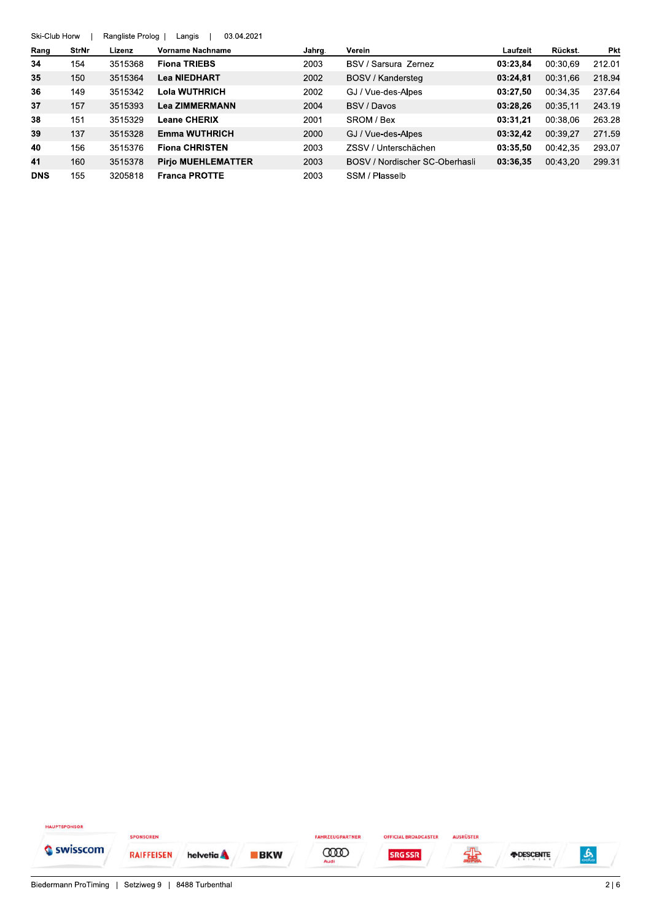Ski-Club Horw | Rangliste Prolog | Langis | 03.04.2021

| Rang | StrNr | Lizenz | Vorname Nachname | Jahrg. | Verein | Laufzeit | Rückst. | Pkt |
|---|---|---|---|---|---|---|---|---|
| **34** | 154 | 3515368 | **Fiona TRIEBS** | 2003 | BSV / Sarsura Zernez | **03:23,84** | 00:30,69 | 212.01 |
| **35** | 150 | 3515364 | **Lea NIEDHART** | 2002 | BOSV / Kandersteg | **03:24,81** | 00:31,66 | 218.94 |
| **36** | 149 | 3515342 | **Lola WUTHRICH** | 2002 | GJ / Vue-des-Alpes | **03:27,50** | 00:34,35 | 237.64 |
| **37** | 157 | 3515393 | **Lea ZIMMERMANN** | 2004 | BSV / Davos | **03:28,26** | 00:35,11 | 243.19 |
| **38** | 151 | 3515329 | **Leane CHERIX** | 2001 | SROM / Bex | **03:31,21** | 00:38,06 | 263.28 |
| **39** | 137 | 3515328 | **Emma WUTHRICH** | 2000 | GJ / Vue-des-Alpes | **03:32,42** | 00:39,27 | 271.59 |
| **40** | 156 | 3515376 | **Fiona CHRISTEN** | 2003 | ZSSV / Unterschächen | **03:35,50** | 00:42,35 | 293.07 |
| **41** | 160 | 3515378 | **Pirjo MUEHLEMATTER** | 2003 | BOSV / Nordischer SC-Oberhasli | **03:36,35** | 00:43,20 | 299.31 |
| **DNS** | 155 | 3205818 | **Franca PROTTE** | 2003 | SSM / Plasselb | | | |

HAUPTSPONSOR: Swisscom | SPONSOREN: Raiffeisen, Helvetia, BKW | FAHRZEUGPARTNER: Audi | OFFICIAL BROADCASTER: SRG SSR | AUSRÜSTER: Descente, Odlo

Biedermann ProTiming | Setziweg 9 | 8488 Turbenthal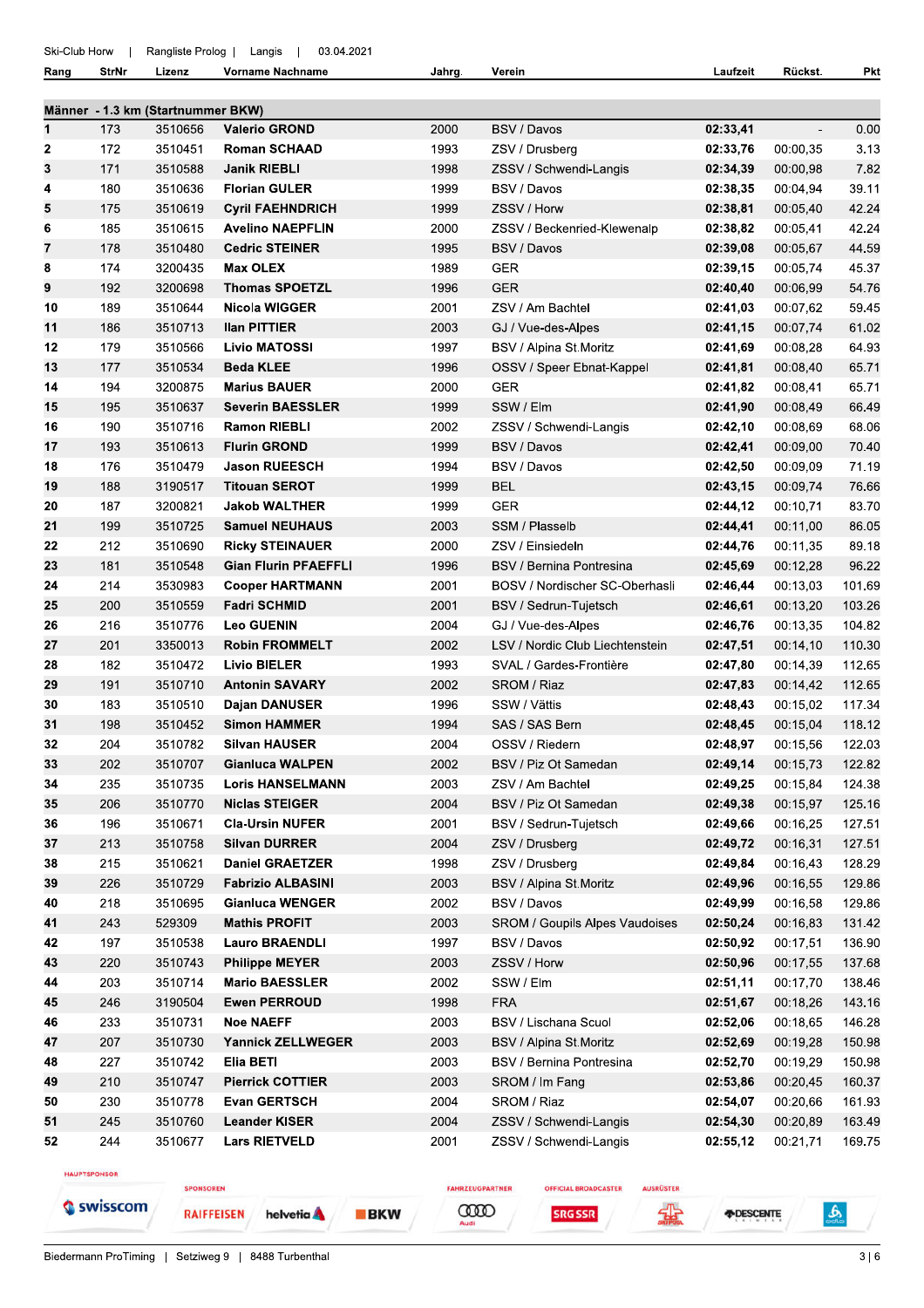Ski-Club Horw | Rangliste Prolog | Langis | 03.04.2021

| Rang | StrNr | Lizenz | Vorname Nachname | Jahrg. | Verein | Laufzeit | Rückst. | Pkt |
|---|---|---|---|---|---|---|---|---|
| **Männer - 1.3 km (Startnummer BKW)** | | | | | | | | |
| 1 | 173 | 3510656 | **Valerio GROND** | 2000 | BSV / Davos | **02:33,41** | - | 0.00 |
| 2 | 172 | 3510451 | **Roman SCHAAD** | 1993 | ZSV / Drusberg | **02:33,76** | 00:00,35 | 3.13 |
| 3 | 171 | 3510588 | **Janik RIEBLI** | 1998 | ZSSV / Schwendi-Langis | **02:34,39** | 00:00,98 | 7.82 |
| 4 | 180 | 3510636 | **Florian GULER** | 1999 | BSV / Davos | **02:38,35** | 00:04,94 | 39.11 |
| 5 | 175 | 3510619 | **Cyril FAEHNDRICH** | 1999 | ZSSV / Horw | **02:38,81** | 00:05,40 | 42.24 |
| 6 | 185 | 3510615 | **Avelino NAEPFLIN** | 2000 | ZSSV / Beckenried-Klewenalp | **02:38,82** | 00:05,41 | 42.24 |
| 7 | 178 | 3510480 | **Cedric STEINER** | 1995 | BSV / Davos | **02:39,08** | 00:05,67 | 44.59 |
| 8 | 174 | 3200435 | **Max OLEX** | 1989 | GER | **02:39,15** | 00:05,74 | 45.37 |
| 9 | 192 | 3200698 | **Thomas SPOETZL** | 1996 | GER | **02:40,40** | 00:06,99 | 54.76 |
| 10 | 189 | 3510644 | **Nicola WIGGER** | 2001 | ZSV / Am Bachtel | **02:41,03** | 00:07,62 | 59.45 |
| 11 | 186 | 3510713 | **Ilan PITTIER** | 2003 | GJ / Vue-des-Alpes | **02:41,15** | 00:07,74 | 61.02 |
| 12 | 179 | 3510566 | **Livio MATOSSI** | 1997 | BSV / Alpina St.Moritz | **02:41,69** | 00:08,28 | 64.93 |
| 13 | 177 | 3510534 | **Beda KLEE** | 1996 | OSSV / Speer Ebnat-Kappel | **02:41,81** | 00:08,40 | 65.71 |
| 14 | 194 | 3200875 | **Marius BAUER** | 2000 | GER | **02:41,82** | 00:08,41 | 65.71 |
| 15 | 195 | 3510637 | **Severin BAESSLER** | 1999 | SSW / Elm | **02:41,90** | 00:08,49 | 66.49 |
| 16 | 190 | 3510716 | **Ramon RIEBLI** | 2002 | ZSSV / Schwendi-Langis | **02:42,10** | 00:08,69 | 68.06 |
| 17 | 193 | 3510613 | **Flurin GROND** | 1999 | BSV / Davos | **02:42,41** | 00:09,00 | 70.40 |
| 18 | 176 | 3510479 | **Jason RUEESCH** | 1994 | BSV / Davos | **02:42,50** | 00:09,09 | 71.19 |
| 19 | 188 | 3190517 | **Titouan SEROT** | 1999 | BEL | **02:43,15** | 00:09,74 | 76.66 |
| 20 | 187 | 3200821 | **Jakob WALTHER** | 1999 | GER | **02:44,12** | 00:10,71 | 83.70 |
| 21 | 199 | 3510725 | **Samuel NEUHAUS** | 2003 | SSM / Plasselb | **02:44,41** | 00:11,00 | 86.05 |
| 22 | 212 | 3510690 | **Ricky STEINAUER** | 2000 | ZSV / Einsiedeln | **02:44,76** | 00:11,35 | 89.18 |
| 23 | 181 | 3510548 | **Gian Flurin PFAEFFLI** | 1996 | BSV / Bernina Pontresina | **02:45,69** | 00:12,28 | 96.22 |
| 24 | 214 | 3530983 | **Cooper HARTMANN** | 2001 | BOSV / Nordischer SC-Oberhasli | **02:46,44** | 00:13,03 | 101.69 |
| 25 | 200 | 3510559 | **Fadri SCHMID** | 2001 | BSV / Sedrun-Tujetsch | **02:46,61** | 00:13,20 | 103.26 |
| 26 | 216 | 3510776 | **Leo GUENIN** | 2004 | GJ / Vue-des-Alpes | **02:46,76** | 00:13,35 | 104.82 |
| 27 | 201 | 3350013 | **Robin FROMMELT** | 2002 | LSV / Nordic Club Liechtenstein | **02:47,51** | 00:14,10 | 110.30 |
| 28 | 182 | 3510472 | **Livio BIELER** | 1993 | SVAL / Gardes-Frontière | **02:47,80** | 00:14,39 | 112.65 |
| 29 | 191 | 3510710 | **Antonin SAVARY** | 2002 | SROM / Riaz | **02:47,83** | 00:14,42 | 112.65 |
| 30 | 183 | 3510510 | **Dajan DANUSER** | 1996 | SSW / Vättis | **02:48,43** | 00:15,02 | 117.34 |
| 31 | 198 | 3510452 | **Simon HAMMER** | 1994 | SAS / SAS Bern | **02:48,45** | 00:15,04 | 118.12 |
| 32 | 204 | 3510782 | **Silvan HAUSER** | 2004 | OSSV / Riedern | **02:48,97** | 00:15,56 | 122.03 |
| 33 | 202 | 3510707 | **Gianluca WALPEN** | 2002 | BSV / Piz Ot Samedan | **02:49,14** | 00:15,73 | 122.82 |
| 34 | 235 | 3510735 | **Loris HANSELMANN** | 2003 | ZSV / Am Bachtel | **02:49,25** | 00:15,84 | 124.38 |
| 35 | 206 | 3510770 | **Niclas STEIGER** | 2004 | BSV / Piz Ot Samedan | **02:49,38** | 00:15,97 | 125.16 |
| 36 | 196 | 3510671 | **Cla-Ursin NUFER** | 2001 | BSV / Sedrun-Tujetsch | **02:49,66** | 00:16,25 | 127.51 |
| 37 | 213 | 3510758 | **Silvan DURRER** | 2004 | ZSV / Drusberg | **02:49,72** | 00:16,31 | 127.51 |
| 38 | 215 | 3510621 | **Daniel GRAETZER** | 1998 | ZSV / Drusberg | **02:49,84** | 00:16,43 | 128.29 |
| 39 | 226 | 3510729 | **Fabrizio ALBASINI** | 2003 | BSV / Alpina St.Moritz | **02:49,96** | 00:16,55 | 129.86 |
| 40 | 218 | 3510695 | **Gianluca WENGER** | 2002 | BSV / Davos | **02:49,99** | 00:16,58 | 129.86 |
| 41 | 243 | 529309 | **Mathis PROFIT** | 2003 | SROM / Goupils Alpes Vaudoises | **02:50,24** | 00:16,83 | 131.42 |
| 42 | 197 | 3510538 | **Lauro BRAENDLI** | 1997 | BSV / Davos | **02:50,92** | 00:17,51 | 136.90 |
| 43 | 220 | 3510743 | **Philippe MEYER** | 2003 | ZSSV / Horw | **02:50,96** | 00:17,55 | 137.68 |
| 44 | 203 | 3510714 | **Mario BAESSLER** | 2002 | SSW / Elm | **02:51,11** | 00:17,70 | 138.46 |
| 45 | 246 | 3190504 | **Ewen PERROUD** | 1998 | FRA | **02:51,67** | 00:18,26 | 143.16 |
| 46 | 233 | 3510731 | **Noe NAEFF** | 2003 | BSV / Lischana Scuol | **02:52,06** | 00:18,65 | 146.28 |
| 47 | 207 | 3510730 | **Yannick ZELLWEGER** | 2003 | BSV / Alpina St.Moritz | **02:52,69** | 00:19,28 | 150.98 |
| 48 | 227 | 3510742 | **Elia BETI** | 2003 | BSV / Bernina Pontresina | **02:52,70** | 00:19,29 | 150.98 |
| 49 | 210 | 3510747 | **Pierrick COTTIER** | 2003 | SROM / Im Fang | **02:53,86** | 00:20,45 | 160.37 |
| 50 | 230 | 3510778 | **Evan GERTSCH** | 2004 | SROM / Riaz | **02:54,07** | 00:20,66 | 161.93 |
| 51 | 245 | 3510760 | **Leander KISER** | 2004 | ZSSV / Schwendi-Langis | **02:54,30** | 00:20,89 | 163.49 |
| 52 | 244 | 3510677 | **Lars RIETVELD** | 2001 | ZSSV / Schwendi-Langis | **02:55,12** | 00:21,71 | 169.75 |

HAUPTSPONSOR: swisscom | SPONSOREN: RAIFFEISEN, helvetia, BKW | FAHRZEUGPARTNER: Audi | OFFICIAL BROADCASTER: SRG SSR | AUSRÜSTER: DESCENTE

Biedermann ProTiming | Setziweg 9 | 8488 Turbenthal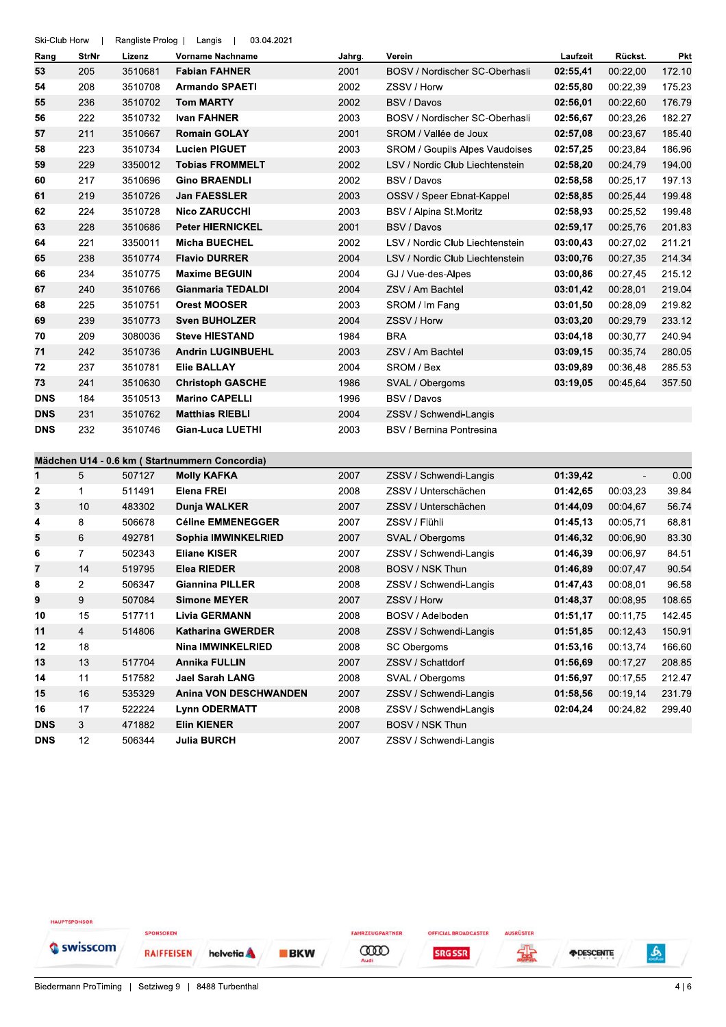| Rang | StrNr | Lizenz | Vorname Nachname | Jahrg. | Verein | Laufzeit | Rückst. | Pkt |
|---|---|---|---|---|---|---|---|---|
| 53 | 205 | 3510681 | **Fabian FAHNER** | 2001 | BOSV / Nordischer SC-Oberhasli | **02:55,41** | 00:22,00 | 172.10 |
| 54 | 208 | 3510708 | **Armando SPAETI** | 2002 | ZSSV / Horw | **02:55,80** | 00:22,39 | 175.23 |
| 55 | 236 | 3510702 | **Tom MARTY** | 2002 | BSV / Davos | **02:56,01** | 00:22,60 | 176.79 |
| 56 | 222 | 3510732 | **Ivan FAHNER** | 2003 | BOSV / Nordischer SC-Oberhasli | **02:56,67** | 00:23,26 | 182.27 |
| 57 | 211 | 3510667 | **Romain GOLAY** | 2001 | SROM / Vallée de Joux | **02:57,08** | 00:23,67 | 185.40 |
| 58 | 223 | 3510734 | **Lucien PIGUET** | 2003 | SROM / Goupils Alpes Vaudoises | **02:57,25** | 00:23,84 | 186.96 |
| 59 | 229 | 3350012 | **Tobias FROMMELT** | 2002 | LSV / Nordic Club Liechtenstein | **02:58,20** | 00:24,79 | 194.00 |
| 60 | 217 | 3510696 | **Gino BRAENDLI** | 2002 | BSV / Davos | **02:58,58** | 00:25,17 | 197.13 |
| 61 | 219 | 3510726 | **Jan FAESSLER** | 2003 | OSSV / Speer Ebnat-Kappel | **02:58,85** | 00:25,44 | 199.48 |
| 62 | 224 | 3510728 | **Nico ZARUCCHI** | 2003 | BSV / Alpina St.Moritz | **02:58,93** | 00:25,52 | 199.48 |
| 63 | 228 | 3510686 | **Peter HIERNICKEL** | 2001 | BSV / Davos | **02:59,17** | 00:25,76 | 201.83 |
| 64 | 221 | 3350011 | **Micha BUECHEL** | 2002 | LSV / Nordic Club Liechtenstein | **03:00,43** | 00:27,02 | 211.21 |
| 65 | 238 | 3510774 | **Flavio DURRER** | 2004 | LSV / Nordic Club Liechtenstein | **03:00,76** | 00:27,35 | 214.34 |
| 66 | 234 | 3510775 | **Maxime BEGUIN** | 2004 | GJ / Vue-des-Alpes | **03:00,86** | 00:27,45 | 215.12 |
| 67 | 240 | 3510766 | **Gianmaria TEDALDI** | 2004 | ZSV / Am Bachtel | **03:01,42** | 00:28,01 | 219.04 |
| 68 | 225 | 3510751 | **Orest MOOSER** | 2003 | SROM / Im Fang | **03:01,50** | 00:28,09 | 219.82 |
| 69 | 239 | 3510773 | **Sven BUHOLZER** | 2004 | ZSSV / Horw | **03:03,20** | 00:29,79 | 233.12 |
| 70 | 209 | 3080036 | **Steve HIESTAND** | 1984 | BRA | **03:04,18** | 00:30,77 | 240.94 |
| 71 | 242 | 3510736 | **Andrin LUGINBUEHL** | 2003 | ZSV / Am Bachtel | **03:09,15** | 00:35,74 | 280.05 |
| 72 | 237 | 3510781 | **Elie BALLAY** | 2004 | SROM / Bex | **03:09,89** | 00:36,48 | 285.53 |
| 73 | 241 | 3510630 | **Christoph GASCHE** | 1986 | SVAL / Obergoms | **03:19,05** | 00:45,64 | 357.50 |
| DNS | 184 | 3510513 | **Marino CAPELLI** | 1996 | BSV / Davos | | | |
| DNS | 231 | 3510762 | **Matthias RIEBLI** | 2004 | ZSSV / Schwendi-Langis | | | |
| DNS | 232 | 3510746 | **Gian-Luca LUETHI** | 2003 | BSV / Bernina Pontresina | | | |

**Mädchen U14 - 0.6 km ( Startnummern Concordia)**

| Rang | StrNr | Lizenz | Vorname Nachname | Jahrg. | Verein | Laufzeit | Rückst. | Pkt |
|---|---|---|---|---|---|---|---|---|
| 1 | 5 | 507127 | **Molly KAFKA** | 2007 | ZSSV / Schwendi-Langis | **01:39,42** | - | 0.00 |
| 2 | 1 | 511491 | **Elena FREI** | 2008 | ZSSV / Unterschächen | **01:42,65** | 00:03,23 | 39.84 |
| 3 | 10 | 483302 | **Dunja WALKER** | 2007 | ZSSV / Unterschächen | **01:44,09** | 00:04,67 | 56.74 |
| 4 | 8 | 506678 | **Céline EMMENEGGER** | 2007 | ZSSV / Flühli | **01:45,13** | 00:05,71 | 68.81 |
| 5 | 6 | 492781 | **Sophia IMWINKELRIED** | 2007 | SVAL / Obergoms | **01:46,32** | 00:06,90 | 83.30 |
| 6 | 7 | 502343 | **Eliane KISER** | 2007 | ZSSV / Schwendi-Langis | **01:46,39** | 00:06,97 | 84.51 |
| 7 | 14 | 519795 | **Elea RIEDER** | 2008 | BOSV / NSK Thun | **01:46,89** | 00:07,47 | 90.54 |
| 8 | 2 | 506347 | **Giannina PILLER** | 2008 | ZSSV / Schwendi-Langis | **01:47,43** | 00:08,01 | 96.58 |
| 9 | 9 | 507084 | **Simone MEYER** | 2007 | ZSSV / Horw | **01:48,37** | 00:08,95 | 108.65 |
| 10 | 15 | 517711 | **Livia GERMANN** | 2008 | BOSV / Adelboden | **01:51,17** | 00:11,75 | 142.45 |
| 11 | 4 | 514806 | **Katharina GWERDER** | 2008 | ZSSV / Schwendi-Langis | **01:51,85** | 00:12,43 | 150.91 |
| 12 | 18 | | **Nina IMWINKELRIED** | 2008 | SC Obergoms | **01:53,16** | 00:13,74 | 166.60 |
| 13 | 13 | 517704 | **Annika FULLIN** | 2007 | ZSSV / Schattdorf | **01:56,69** | 00:17,27 | 208.85 |
| 14 | 11 | 517582 | **Jael Sarah LANG** | 2008 | SVAL / Obergoms | **01:56,97** | 00:17,55 | 212.47 |
| 15 | 16 | 535329 | **Anina VON DESCHWANDEN** | 2007 | ZSSV / Schwendi-Langis | **01:58,56** | 00:19,14 | 231.79 |
| 16 | 17 | 522224 | **Lynn ODERMATT** | 2008 | ZSSV / Schwendi-Langis | **02:04,24** | 00:24,82 | 299.40 |
| DNS | 3 | 471882 | **Elin KIENER** | 2007 | BOSV / NSK Thun | | | |
| DNS | 12 | 506344 | **Julia BURCH** | 2007 | ZSSV / Schwendi-Langis | | | |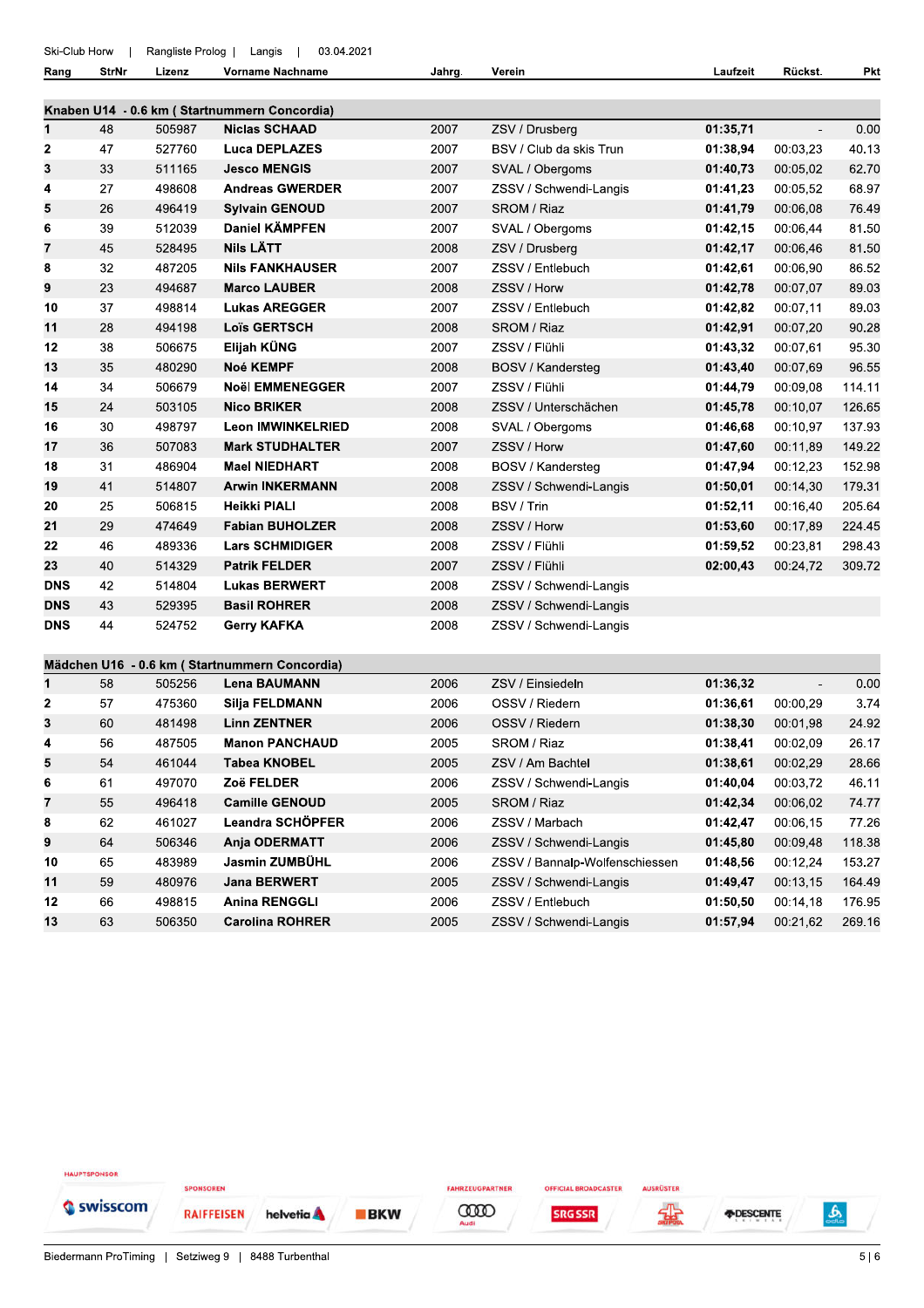Ski-Club Horw | Rangliste Prolog | Langis | 03.04.2021

| Rang | StrNr | Lizenz | Vorname Nachname | Jahrg. | Verein | Laufzeit | Rückst. | Pkt |
|---|---|---|---|---|---|---|---|---|
| **Knaben U14 - 0.6 km ( Startnummern Concordia)** | | | | | | | | |
| **1** | 48 | 505987 | **Niclas SCHAAD** | 2007 | ZSV / Drusberg | **01:35,71** | - | 0.00 |
| **2** | 47 | 527760 | **Luca DEPLAZES** | 2007 | BSV / Club da skis Trun | **01:38,94** | 00:03,23 | 40.13 |
| **3** | 33 | 511165 | **Jesco MENGIS** | 2007 | SVAL / Obergoms | **01:40,73** | 00:05,02 | 62.70 |
| **4** | 27 | 498608 | **Andreas GWERDER** | 2007 | ZSSV / Schwendi-Langis | **01:41,23** | 00:05,52 | 68.97 |
| **5** | 26 | 496419 | **Sylvain GENOUD** | 2007 | SROM / Riaz | **01:41,79** | 00:06,08 | 76.49 |
| **6** | 39 | 512039 | **Daniel KÄMPFEN** | 2007 | SVAL / Obergoms | **01:42,15** | 00:06,44 | 81.50 |
| **7** | 45 | 528495 | **Nils LÄTT** | 2008 | ZSV / Drusberg | **01:42,17** | 00:06,46 | 81.50 |
| **8** | 32 | 487205 | **Nils FANKHAUSER** | 2007 | ZSSV / Entlebuch | **01:42,61** | 00:06,90 | 86.52 |
| **9** | 23 | 494687 | **Marco LAUBER** | 2008 | ZSSV / Horw | **01:42,78** | 00:07,07 | 89.03 |
| **10** | 37 | 498814 | **Lukas AREGGER** | 2007 | ZSSV / Entlebuch | **01:42,82** | 00:07,11 | 89.03 |
| **11** | 28 | 494198 | **Loïs GERTSCH** | 2008 | SROM / Riaz | **01:42,91** | 00:07,20 | 90.28 |
| **12** | 38 | 506675 | **Elijah KÜNG** | 2007 | ZSSV / Flühli | **01:43,32** | 00:07,61 | 95.30 |
| **13** | 35 | 480290 | **Noé KEMPF** | 2008 | BOSV / Kandersteg | **01:43,40** | 00:07,69 | 96.55 |
| **14** | 34 | 506679 | **Noël EMMENEGGER** | 2007 | ZSSV / Flühli | **01:44,79** | 00:09,08 | 114.11 |
| **15** | 24 | 503105 | **Nico BRIKER** | 2008 | ZSSV / Unterschächen | **01:45,78** | 00:10,07 | 126.65 |
| **16** | 30 | 498797 | **Leon IMWINKELRIED** | 2008 | SVAL / Obergoms | **01:46,68** | 00:10,97 | 137.93 |
| **17** | 36 | 507083 | **Mark STUDHALTER** | 2007 | ZSSV / Horw | **01:47,60** | 00:11,89 | 149.22 |
| **18** | 31 | 486904 | **Mael NIEDHART** | 2008 | BOSV / Kandersteg | **01:47,94** | 00:12,23 | 152.98 |
| **19** | 41 | 514807 | **Arwin INKERMANN** | 2008 | ZSSV / Schwendi-Langis | **01:50,01** | 00:14,30 | 179.31 |
| **20** | 25 | 506815 | **Heikki PIALI** | 2008 | BSV / Trin | **01:52,11** | 00:16,40 | 205.64 |
| **21** | 29 | 474649 | **Fabian BUHOLZER** | 2008 | ZSSV / Horw | **01:53,60** | 00:17,89 | 224.45 |
| **22** | 46 | 489336 | **Lars SCHMIDIGER** | 2008 | ZSSV / Flühli | **01:59,52** | 00:23,81 | 298.43 |
| **23** | 40 | 514329 | **Patrik FELDER** | 2007 | ZSSV / Flühli | **02:00,43** | 00:24,72 | 309.72 |
| **DNS** | 42 | 514804 | **Lukas BERWERT** | 2008 | ZSSV / Schwendi-Langis | | | |
| **DNS** | 43 | 529395 | **Basil ROHRER** | 2008 | ZSSV / Schwendi-Langis | | | |
| **DNS** | 44 | 524752 | **Gerry KAFKA** | 2008 | ZSSV / Schwendi-Langis | | | |
| **Mädchen U16 - 0.6 km ( Startnummern Concordia)** | | | | | | | | |
| **1** | 58 | 505256 | **Lena BAUMANN** | 2006 | ZSV / Einsiedeln | **01:36,32** | - | 0.00 |
| **2** | 57 | 475360 | **Silja FELDMANN** | 2006 | OSSV / Riedern | **01:36,61** | 00:00,29 | 3.74 |
| **3** | 60 | 481498 | **Linn ZENTNER** | 2006 | OSSV / Riedern | **01:38,30** | 00:01,98 | 24.92 |
| **4** | 56 | 487505 | **Manon PANCHAUD** | 2005 | SROM / Riaz | **01:38,41** | 00:02,09 | 26.17 |
| **5** | 54 | 461044 | **Tabea KNOBEL** | 2005 | ZSV / Am Bachtel | **01:38,61** | 00:02,29 | 28.66 |
| **6** | 61 | 497070 | **Zoë FELDER** | 2006 | ZSSV / Schwendi-Langis | **01:40,04** | 00:03,72 | 46.11 |
| **7** | 55 | 496418 | **Camille GENOUD** | 2005 | SROM / Riaz | **01:42,34** | 00:06,02 | 74.77 |
| **8** | 62 | 461027 | **Leandra SCHÖPFER** | 2006 | ZSSV / Marbach | **01:42,47** | 00:06,15 | 77.26 |
| **9** | 64 | 506346 | **Anja ODERMATT** | 2006 | ZSSV / Schwendi-Langis | **01:45,80** | 00:09,48 | 118.38 |
| **10** | 65 | 483989 | **Jasmin ZUMBÜHL** | 2006 | ZSSV / Bannalp-Wolfenschiessen | **01:48,56** | 00:12,24 | 153.27 |
| **11** | 59 | 480976 | **Jana BERWERT** | 2005 | ZSSV / Schwendi-Langis | **01:49,47** | 00:13,15 | 164.49 |
| **12** | 66 | 498815 | **Anina RENGGLI** | 2006 | ZSSV / Entlebuch | **01:50,50** | 00:14,18 | 176.95 |
| **13** | 63 | 506350 | **Carolina ROHRER** | 2005 | ZSSV / Schwendi-Langis | **01:57,94** | 00:21,62 | 269.16 |

HAUPTSPONSOR swisscom | SPONSOREN RAIFFEISEN helvetia BKW | FAHRZEUGPARTNER Audi | OFFICIAL BROADCASTER SRG SSR | AUSRÜSTER Ochsner Sport DESCENTE odlo

Biedermann ProTiming | Setziweg 9 | 8488 Turbenthal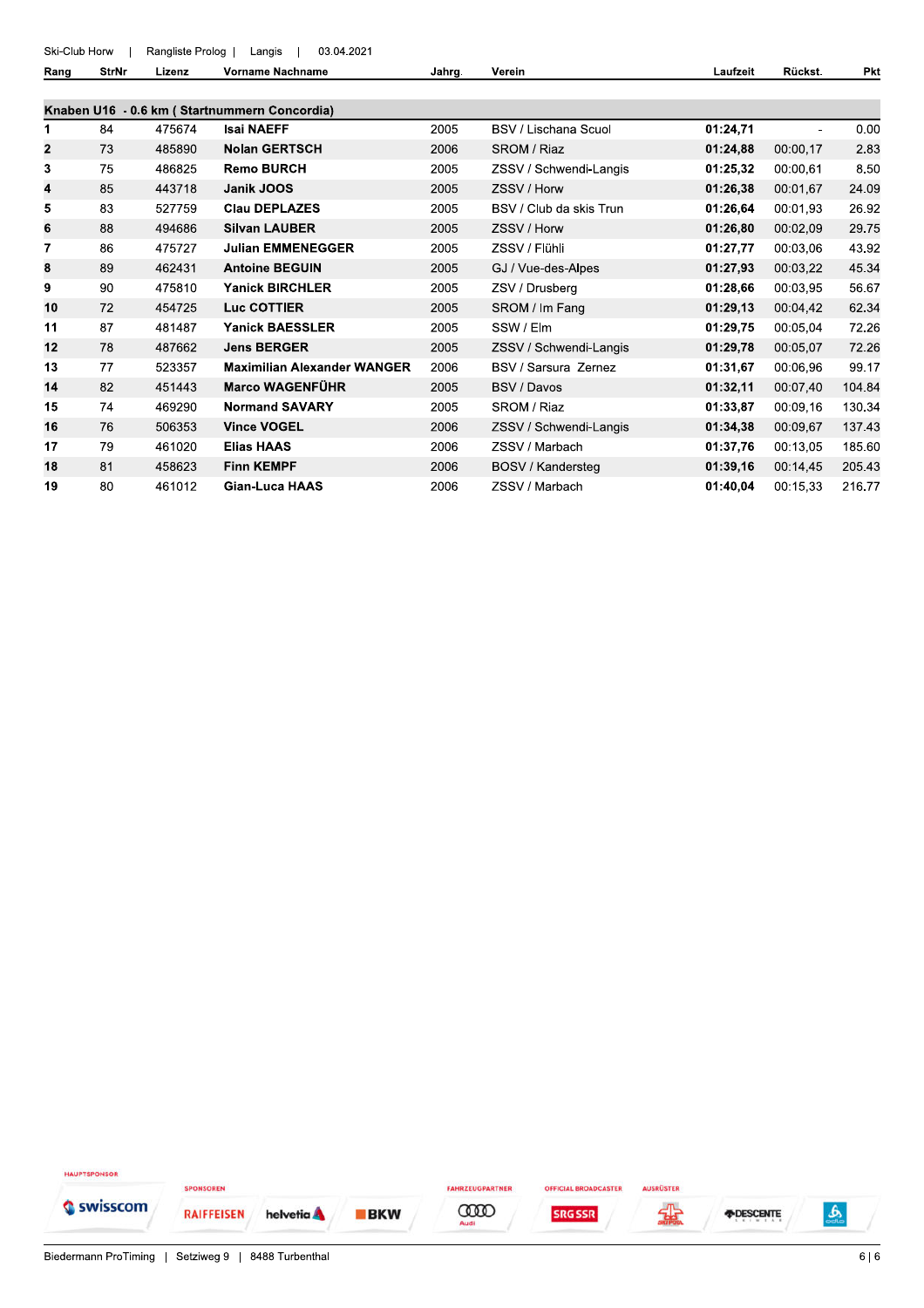| Rang | StrNr | Lizenz | Vorname Nachname | Jahrg. | Verein | Laufzeit | Rückst. | Pkt |
|---|---|---|---|---|---|---|---|---|
| **Knaben U16 - 0.6 km ( Startnummern Concordia)** | | | | | | | | |
| 1 | 84 | 475674 | **Isai NAEFF** | 2005 | BSV / Lischana Scuol | **01:24,71** | - | 0.00 |
| 2 | 73 | 485890 | **Nolan GERTSCH** | 2006 | SROM / Riaz | **01:24,88** | 00:00,17 | 2.83 |
| 3 | 75 | 486825 | **Remo BURCH** | 2005 | ZSSV / Schwendi-Langis | **01:25,32** | 00:00,61 | 8.50 |
| 4 | 85 | 443718 | **Janik JOOS** | 2005 | ZSSV / Horw | **01:26,38** | 00:01,67 | 24.09 |
| 5 | 83 | 527759 | **Clau DEPLAZES** | 2005 | BSV / Club da skis Trun | **01:26,64** | 00:01,93 | 26.92 |
| 6 | 88 | 494686 | **Silvan LAUBER** | 2005 | ZSSV / Horw | **01:26,80** | 00:02,09 | 29.75 |
| 7 | 86 | 475727 | **Julian EMMENEGGER** | 2005 | ZSSV / Flühli | **01:27,77** | 00:03,06 | 43.92 |
| 8 | 89 | 462431 | **Antoine BEGUIN** | 2005 | GJ / Vue-des-Alpes | **01:27,93** | 00:03,22 | 45.34 |
| 9 | 90 | 475810 | **Yanick BIRCHLER** | 2005 | ZSV / Drusberg | **01:28,66** | 00:03,95 | 56.67 |
| 10 | 72 | 454725 | **Luc COTTIER** | 2005 | SROM / Im Fang | **01:29,13** | 00:04,42 | 62.34 |
| 11 | 87 | 481487 | **Yanick BAESSLER** | 2005 | SSW / Elm | **01:29,75** | 00:05,04 | 72.26 |
| 12 | 78 | 487662 | **Jens BERGER** | 2005 | ZSSV / Schwendi-Langis | **01:29,78** | 00:05,07 | 72.26 |
| 13 | 77 | 523357 | **Maximilian Alexander WANGER** | 2006 | BSV / Sarsura Zernez | **01:31,67** | 00:06,96 | 99.17 |
| 14 | 82 | 451443 | **Marco WAGENFÜHR** | 2005 | BSV / Davos | **01:32,11** | 00:07,40 | 104.84 |
| 15 | 74 | 469290 | **Normand SAVARY** | 2005 | SROM / Riaz | **01:33,87** | 00:09,16 | 130.34 |
| 16 | 76 | 506353 | **Vince VOGEL** | 2006 | ZSSV / Schwendi-Langis | **01:34,38** | 00:09,67 | 137.43 |
| 17 | 79 | 461020 | **Elias HAAS** | 2006 | ZSSV / Marbach | **01:37,76** | 00:13,05 | 185.60 |
| 18 | 81 | 458623 | **Finn KEMPF** | 2006 | BOSV / Kandersteg | **01:39,16** | 00:14,45 | 205.43 |
| 19 | 80 | 461012 | **Gian-Luca HAAS** | 2006 | ZSSV / Marbach | **01:40,04** | 00:15,33 | 216.77 |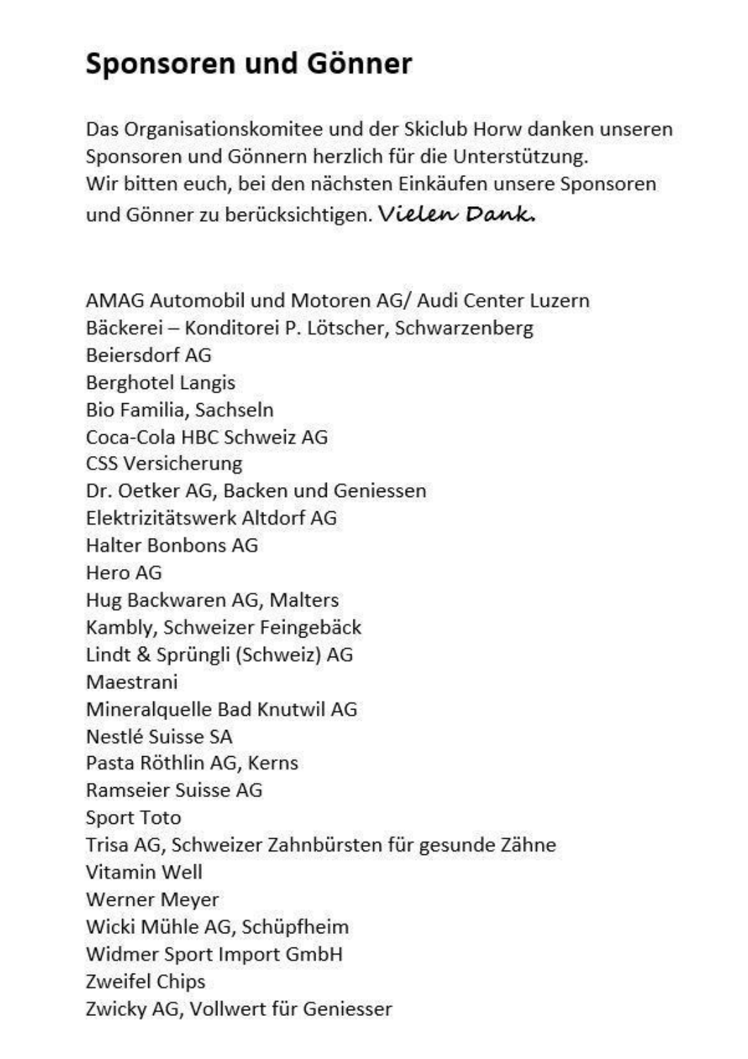# Sponsoren und Gönner

Das Organisationskomitee und der Skiclub Horw danken unseren Sponsoren und Gönnern herzlich für die Unterstützung.
Wir bitten euch, bei den nächsten Einkäufen unsere Sponsoren und Gönner zu berücksichtigen. *Vielen Dank.*

AMAG Automobil und Motoren AG/ Audi Center Luzern
Bäckerei – Konditorei P. Lötscher, Schwarzenberg
Beiersdorf AG
Berghotel Langis
Bio Familia, Sachseln
Coca-Cola HBC Schweiz AG
CSS Versicherung
Dr. Oetker AG, Backen und Geniessen
Elektrizitätswerk Altdorf AG
Halter Bonbons AG
Hero AG
Hug Backwaren AG, Malters
Kambly, Schweizer Feingebäck
Lindt & Sprüngli (Schweiz) AG
Maestrani
Mineralquelle Bad Knutwil AG
Nestlé Suisse SA
Pasta Röthlin AG, Kerns
Ramseier Suisse AG
Sport Toto
Trisa AG, Schweizer Zahnbürsten für gesunde Zähne
Vitamin Well
Werner Meyer
Wicki Mühle AG, Schüpfheim
Widmer Sport Import GmbH
Zweifel Chips
Zwicky AG, Vollwert für Geniesser